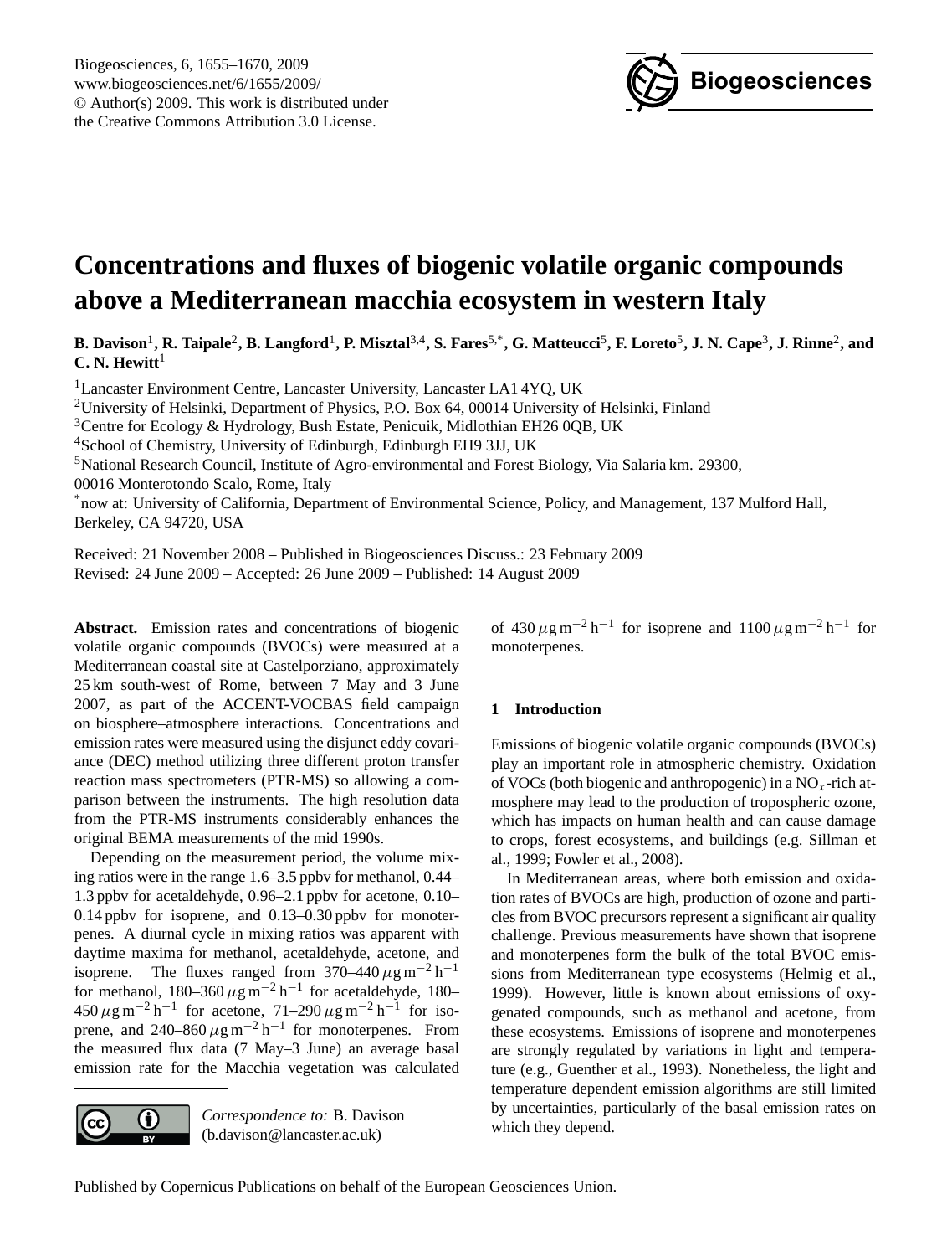# Concentrations and fluxes of biogenic volatile organic compounds above a Mediterranean macchia ecosystem in western Italy

**B. Davison[1], R. Taipale[2], B. Langford[1], P. Misztal[3,4], S. Fares[5,*], G. Matteucci[5], F. Loreto[5], J. N. Cape[3], J. Rinne[2], and C. N. Hewitt[1]**

[1]Lancaster Environment Centre, Lancaster University, Lancaster LA1 4YQ, UK

[2]University of Helsinki, Department of Physics, P.O. Box 64, 00014 University of Helsinki, Finland

[3]Centre for Ecology & Hydrology, Bush Estate, Penicuik, Midlothian EH26 0QB, UK

[4]School of Chemistry, University of Edinburgh, Edinburgh EH9 3JJ, UK

[5]National Research Council, Institute of Agro-environmental and Forest Biology, Via Salaria km. 29300, 00016 Monterotondo Scalo, Rome, Italy

[*]now at: University of California, Department of Environmental Science, Policy, and Management, 137 Mulford Hall, Berkeley, CA 94720, USA

Received: 21 November 2008 – Published in Biogeosciences Discuss.: 23 February 2009
Revised: 24 June 2009 – Accepted: 26 June 2009 – Published: 14 August 2009

**Abstract.** Emission rates and concentrations of biogenic volatile organic compounds (BVOCs) were measured at a Mediterranean coastal site at Castelporziano, approximately 25 km south-west of Rome, between 7 May and 3 June 2007, as part of the ACCENT-VOCBAS field campaign on biosphere–atmosphere interactions. Concentrations and emission rates were measured using the disjunct eddy covariance (DEC) method utilizing three different proton transfer reaction mass spectrometers (PTR-MS) so allowing a comparison between the instruments. The high resolution data from the PTR-MS instruments considerably enhances the original BEMA measurements of the mid 1990s.

Depending on the measurement period, the volume mixing ratios were in the range 1.6–3.5 ppbv for methanol, 0.44–1.3 ppbv for acetaldehyde, 0.96–2.1 ppbv for acetone, 0.10–0.14 ppbv for isoprene, and 0.13–0.30 ppbv for monoterpenes. A diurnal cycle in mixing ratios was apparent with daytime maxima for methanol, acetaldehyde, acetone, and isoprene. The fluxes ranged from 370–440 $\mu g\,m^{-2}\,h^{-1}$ for methanol, 180–360 $\mu g\,m^{-2}\,h^{-1}$ for acetaldehyde, 180–450 $\mu g\,m^{-2}\,h^{-1}$ for acetone, 71–290 $\mu g\,m^{-2}\,h^{-1}$ for isoprene, and 240–860 $\mu g\,m^{-2}\,h^{-1}$ for monoterpenes. From the measured flux data (7 May–3 June) an average basal emission rate for the Macchia vegetation was calculated of 430 $\mu g\,m^{-2}\,h^{-1}$ for isoprene and 1100 $\mu g\,m^{-2}\,h^{-1}$ for monoterpenes.

*Correspondence to:* B. Davison (b.davison@lancaster.ac.uk)

## 1 Introduction

Emissions of biogenic volatile organic compounds (BVOCs) play an important role in atmospheric chemistry. Oxidation of VOCs (both biogenic and anthropogenic) in a $NO_x$-rich atmosphere may lead to the production of tropospheric ozone, which has impacts on human health and can cause damage to crops, forest ecosystems, and buildings (e.g. Sillman et al., 1999; Fowler et al., 2008).

In Mediterranean areas, where both emission and oxidation rates of BVOCs are high, production of ozone and particles from BVOC precursors represent a significant air quality challenge. Previous measurements have shown that isoprene and monoterpenes form the bulk of the total BVOC emissions from Mediterranean type ecosystems (Helmig et al., 1999). However, little is known about emissions of oxygenated compounds, such as methanol and acetone, from these ecosystems. Emissions of isoprene and monoterpenes are strongly regulated by variations in light and temperature (e.g., Guenther et al., 1993). Nonetheless, the light and temperature dependent emission algorithms are still limited by uncertainties, particularly of the basal emission rates on which they depend.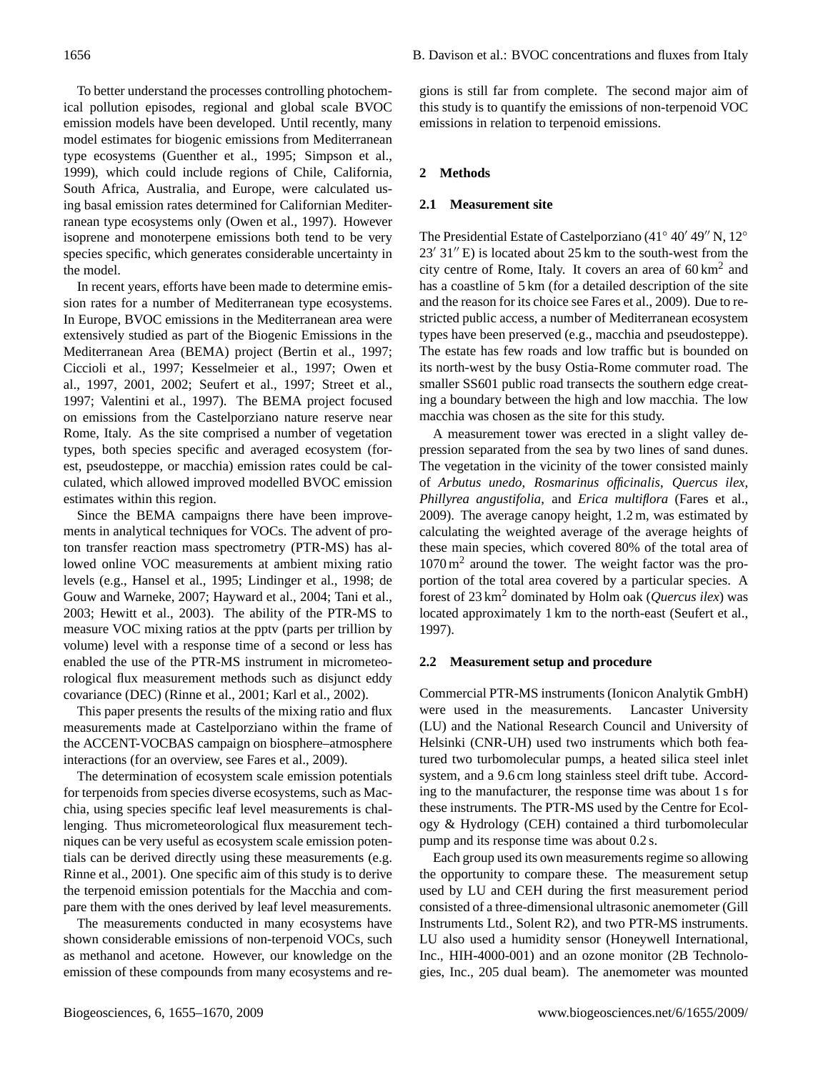To better understand the processes controlling photochemical pollution episodes, regional and global scale BVOC emission models have been developed. Until recently, many model estimates for biogenic emissions from Mediterranean type ecosystems (Guenther et al., 1995; Simpson et al., 1999), which could include regions of Chile, California, South Africa, Australia, and Europe, were calculated using basal emission rates determined for Californian Mediterranean type ecosystems only (Owen et al., 1997). However isoprene and monoterpene emissions both tend to be very species specific, which generates considerable uncertainty in the model.

In recent years, efforts have been made to determine emission rates for a number of Mediterranean type ecosystems. In Europe, BVOC emissions in the Mediterranean area were extensively studied as part of the Biogenic Emissions in the Mediterranean Area (BEMA) project (Bertin et al., 1997; Ciccioli et al., 1997; Kesselmeier et al., 1997; Owen et al., 1997, 2001, 2002; Seufert et al., 1997; Street et al., 1997; Valentini et al., 1997). The BEMA project focused on emissions from the Castelporziano nature reserve near Rome, Italy. As the site comprised a number of vegetation types, both species specific and averaged ecosystem (forest, pseudosteppe, or macchia) emission rates could be calculated, which allowed improved modelled BVOC emission estimates within this region.

Since the BEMA campaigns there have been improvements in analytical techniques for VOCs. The advent of proton transfer reaction mass spectrometry (PTR-MS) has allowed online VOC measurements at ambient mixing ratio levels (e.g., Hansel et al., 1995; Lindinger et al., 1998; de Gouw and Warneke, 2007; Hayward et al., 2004; Tani et al., 2003; Hewitt et al., 2003). The ability of the PTR-MS to measure VOC mixing ratios at the pptv (parts per trillion by volume) level with a response time of a second or less has enabled the use of the PTR-MS instrument in micrometeorological flux measurement methods such as disjunct eddy covariance (DEC) (Rinne et al., 2001; Karl et al., 2002).

This paper presents the results of the mixing ratio and flux measurements made at Castelporziano within the frame of the ACCENT-VOCBAS campaign on biosphere–atmosphere interactions (for an overview, see Fares et al., 2009).

The determination of ecosystem scale emission potentials for terpenoids from species diverse ecosystems, such as Macchia, using species specific leaf level measurements is challenging. Thus micrometeorological flux measurement techniques can be very useful as ecosystem scale emission potentials can be derived directly using these measurements (e.g. Rinne et al., 2001). One specific aim of this study is to derive the terpenoid emission potentials for the Macchia and compare them with the ones derived by leaf level measurements.

The measurements conducted in many ecosystems have shown considerable emissions of non-terpenoid VOCs, such as methanol and acetone. However, our knowledge on the emission of these compounds from many ecosystems and regions is still far from complete. The second major aim of this study is to quantify the emissions of non-terpenoid VOC emissions in relation to terpenoid emissions.

## 2 Methods

### 2.1 Measurement site

The Presidential Estate of Castelporziano (41° 40′ 49′′ N, 12° 23′ 31′′ E) is located about 25 km to the south-west from the city centre of Rome, Italy. It covers an area of 60 km$^2$ and has a coastline of 5 km (for a detailed description of the site and the reason for its choice see Fares et al., 2009). Due to restricted public access, a number of Mediterranean ecosystem types have been preserved (e.g., macchia and pseudosteppe). The estate has few roads and low traffic but is bounded on its north-west by the busy Ostia-Rome commuter road. The smaller SS601 public road transects the southern edge creating a boundary between the high and low macchia. The low macchia was chosen as the site for this study.

A measurement tower was erected in a slight valley depression separated from the sea by two lines of sand dunes. The vegetation in the vicinity of the tower consisted mainly of *Arbutus unedo*, *Rosmarinus officinalis*, *Quercus ilex*, *Phillyrea angustifolia*, and *Erica multiflora* (Fares et al., 2009). The average canopy height, 1.2 m, was estimated by calculating the weighted average of the average heights of these main species, which covered 80% of the total area of 1070 m$^2$ around the tower. The weight factor was the proportion of the total area covered by a particular species. A forest of 23 km$^2$ dominated by Holm oak (*Quercus ilex*) was located approximately 1 km to the north-east (Seufert et al., 1997).

### 2.2 Measurement setup and procedure

Commercial PTR-MS instruments (Ionicon Analytik GmbH) were used in the measurements. Lancaster University (LU) and the National Research Council and University of Helsinki (CNR-UH) used two instruments which both featured two turbomolecular pumps, a heated silica steel inlet system, and a 9.6 cm long stainless steel drift tube. According to the manufacturer, the response time was about 1 s for these instruments. The PTR-MS used by the Centre for Ecology & Hydrology (CEH) contained a third turbomolecular pump and its response time was about 0.2 s.

Each group used its own measurements regime so allowing the opportunity to compare these. The measurement setup used by LU and CEH during the first measurement period consisted of a three-dimensional ultrasonic anemometer (Gill Instruments Ltd., Solent R2), and two PTR-MS instruments. LU also used a humidity sensor (Honeywell International, Inc., HIH-4000-001) and an ozone monitor (2B Technologies, Inc., 205 dual beam). The anemometer was mounted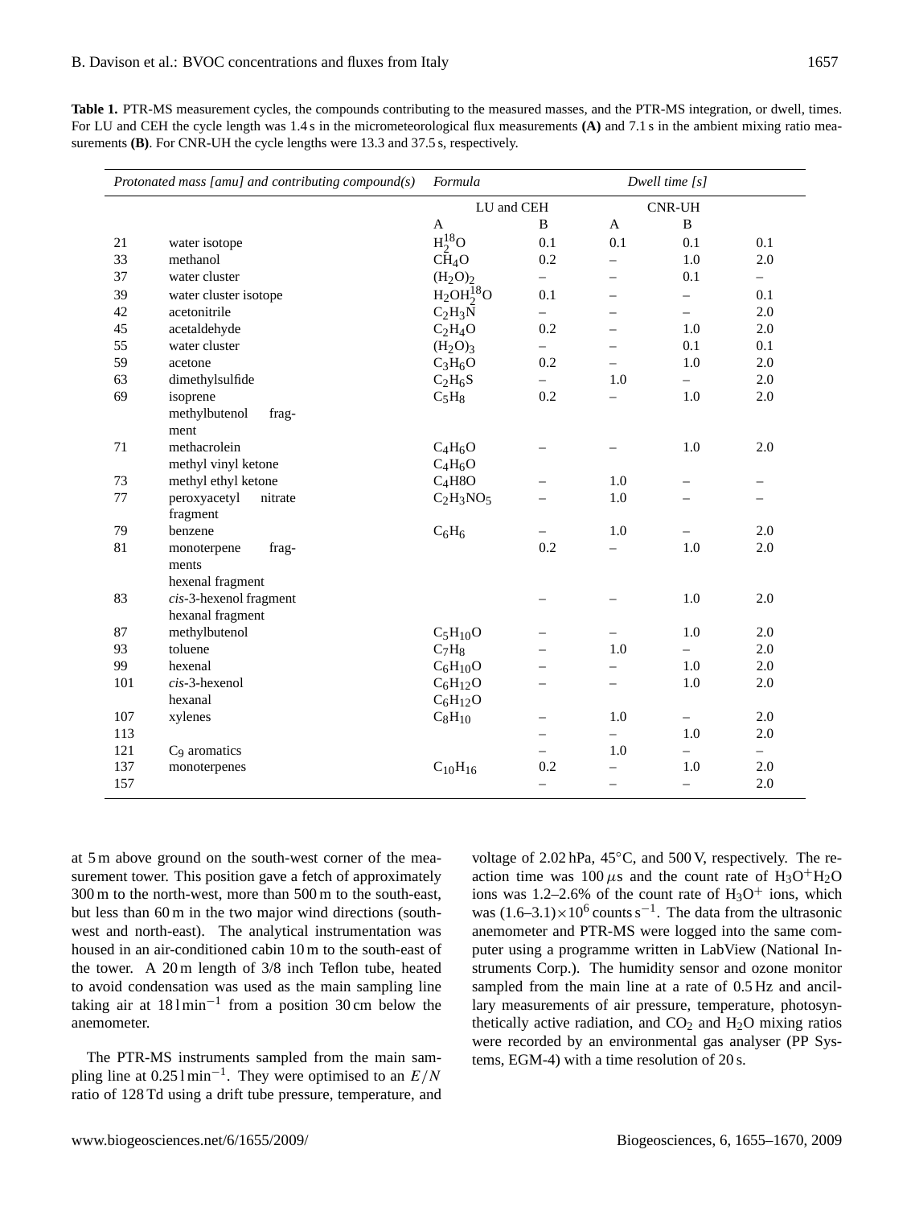**Table 1.** PTR-MS measurement cycles, the compounds contributing to the measured masses, and the PTR-MS integration, or dwell, times. For LU and CEH the cycle length was 1.4 s in the micrometeorological flux measurements **(A)** and 7.1 s in the ambient mixing ratio measurements **(B)**. For CNR-UH the cycle lengths were 13.3 and 37.5 s, respectively.

| *Protonated mass [amu] and contributing compound(s)* | | *Formula* | *Dwell time [s]* | | | |
|---|---|---|---|---|---|---|
| | | | LU and CEH | | CNR-UH | |
| | | | A | B | A | B |
| 21 | water isotope | $H_2^{18}O$ | 0.1 | 0.1 | 0.1 | 0.1 |
| 33 | methanol | $CH_4O$ | 0.2 | – | 1.0 | 2.0 |
| 37 | water cluster | $(H_2O)_2$ | – | – | 0.1 | – |
| 39 | water cluster isotope | $H_2OH_2^{18}O$ | 0.1 | – | – | 0.1 |
| 42 | acetonitrile | $C_2H_3N$ | – | – | – | 2.0 |
| 45 | acetaldehyde | $C_2H_4O$ | 0.2 | – | 1.0 | 2.0 |
| 55 | water cluster | $(H_2O)_3$ | – | – | 0.1 | 0.1 |
| 59 | acetone | $C_3H_6O$ | 0.2 | – | 1.0 | 2.0 |
| 63 | dimethylsulfide | $C_2H_6S$ | – | 1.0 | – | 2.0 |
| 69 | isoprene | $C_5H_8$ | 0.2 | – | 1.0 | 2.0 |
| | methylbutenol fragment | | | | | |
| 71 | methacrolein | $C_4H_6O$ | – | – | 1.0 | 2.0 |
| | methyl vinyl ketone | $C_4H_6O$ | | | | |
| 73 | methyl ethyl ketone | $C_4H8O$ | – | 1.0 | – | – |
| 77 | peroxyacetyl nitrate fragment | $C_2H_3NO_5$ | – | 1.0 | – | – |
| 79 | benzene | $C_6H_6$ | – | 1.0 | – | 2.0 |
| 81 | monoterpene fragments | | 0.2 | – | 1.0 | 2.0 |
| | hexenal fragment | | | | | |
| 83 | *cis*-3-hexenol fragment | | – | – | 1.0 | 2.0 |
| | hexanal fragment | | | | | |
| 87 | methylbutenol | $C_5H_{10}O$ | – | – | 1.0 | 2.0 |
| 93 | toluene | $C_7H_8$ | – | 1.0 | – | 2.0 |
| 99 | hexenal | $C_6H_{10}O$ | – | – | 1.0 | 2.0 |
| 101 | *cis*-3-hexenol | $C_6H_{12}O$ | – | – | 1.0 | 2.0 |
| | hexanal | $C_6H_{12}O$ | | | | |
| 107 | xylenes | $C_8H_{10}$ | – | 1.0 | – | 2.0 |
| 113 | | | – | – | 1.0 | 2.0 |
| 121 | $C_9$ aromatics | | – | 1.0 | – | – |
| 137 | monoterpenes | $C_{10}H_{16}$ | 0.2 | – | 1.0 | 2.0 |
| 157 | | | – | – | – | 2.0 |

at 5 m above ground on the south-west corner of the measurement tower. This position gave a fetch of approximately 300 m to the north-west, more than 500 m to the south-east, but less than 60 m in the two major wind directions (south-west and north-east). The analytical instrumentation was housed in an air-conditioned cabin 10 m to the south-east of the tower. A 20 m length of 3/8 inch Teflon tube, heated to avoid condensation was used as the main sampling line taking air at 18 l min$^{-1}$ from a position 30 cm below the anemometer.

The PTR-MS instruments sampled from the main sampling line at 0.25 l min$^{-1}$. They were optimised to an $E/N$ ratio of 128 Td using a drift tube pressure, temperature, and voltage of 2.02 hPa, 45°C, and 500 V, respectively. The reaction time was 100 $\mu$s and the count rate of $H_3O^+H_2O$ ions was 1.2–2.6% of the count rate of $H_3O^+$ ions, which was $(1.6–3.1)\times10^6$ counts s$^{-1}$. The data from the ultrasonic anemometer and PTR-MS were logged into the same computer using a programme written in LabView (National Instruments Corp.). The humidity sensor and ozone monitor sampled from the main line at a rate of 0.5 Hz and ancillary measurements of air pressure, temperature, photosynthetically active radiation, and $CO_2$ and $H_2O$ mixing ratios were recorded by an environmental gas analyser (PP Systems, EGM-4) with a time resolution of 20 s.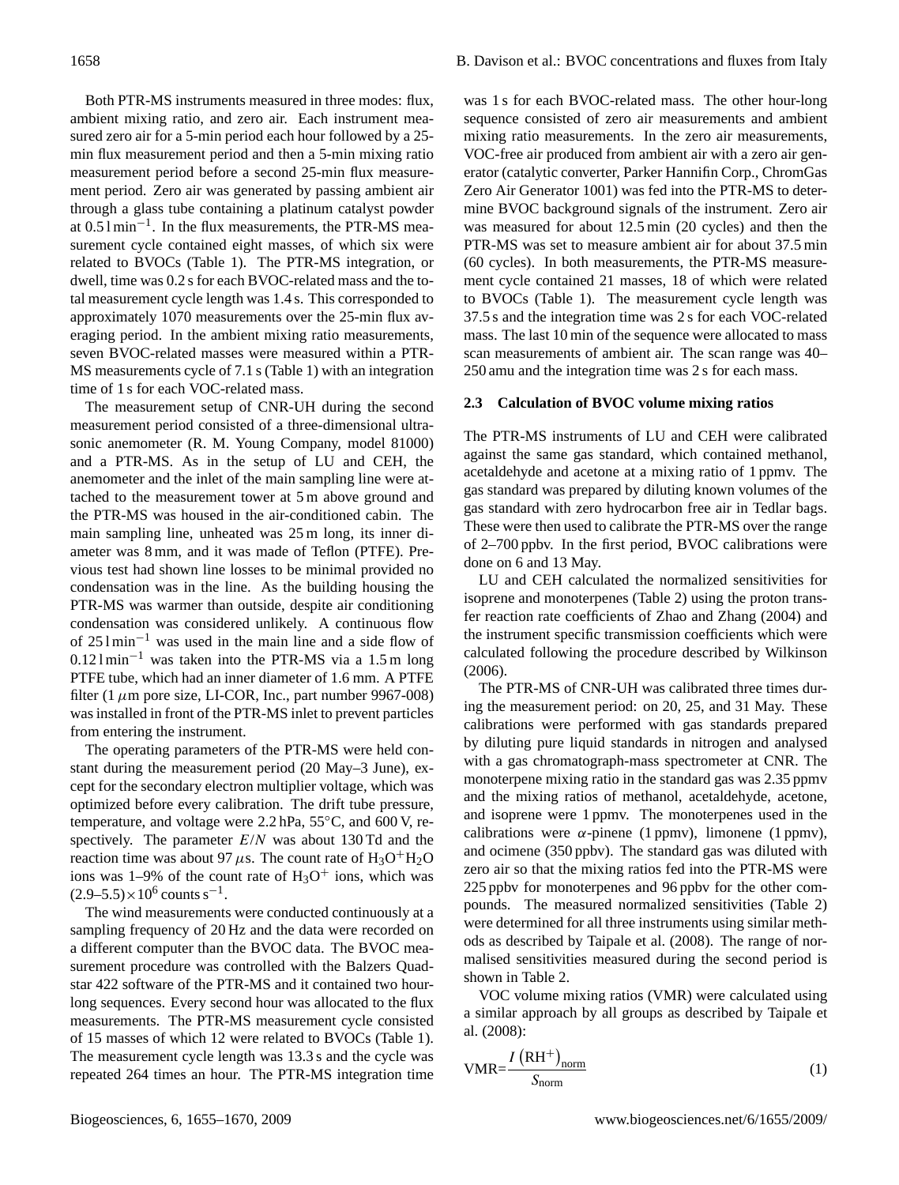Both PTR-MS instruments measured in three modes: flux, ambient mixing ratio, and zero air. Each instrument measured zero air for a 5-min period each hour followed by a 25-min flux measurement period and then a 5-min mixing ratio measurement period before a second 25-min flux measurement period. Zero air was generated by passing ambient air through a glass tube containing a platinum catalyst powder at $0.5\,\mathrm{l\,min^{-1}}$. In the flux measurements, the PTR-MS measurement cycle contained eight masses, of which six were related to BVOCs (Table 1). The PTR-MS integration, or dwell, time was 0.2 s for each BVOC-related mass and the total measurement cycle length was 1.4 s. This corresponded to approximately 1070 measurements over the 25-min flux averaging period. In the ambient mixing ratio measurements, seven BVOC-related masses were measured within a PTR-MS measurements cycle of 7.1 s (Table 1) with an integration time of 1 s for each VOC-related mass.

The measurement setup of CNR-UH during the second measurement period consisted of a three-dimensional ultrasonic anemometer (R. M. Young Company, model 81000) and a PTR-MS. As in the setup of LU and CEH, the anemometer and the inlet of the main sampling line were attached to the measurement tower at 5 m above ground and the PTR-MS was housed in the air-conditioned cabin. The main sampling line, unheated was 25 m long, its inner diameter was 8 mm, and it was made of Teflon (PTFE). Previous test had shown line losses to be minimal provided no condensation was in the line. As the building housing the PTR-MS was warmer than outside, despite air conditioning condensation was considered unlikely. A continuous flow of $25\,\mathrm{l\,min^{-1}}$ was used in the main line and a side flow of $0.12\,\mathrm{l\,min^{-1}}$ was taken into the PTR-MS via a 1.5 m long PTFE tube, which had an inner diameter of 1.6 mm. A PTFE filter (1 $\mu$m pore size, LI-COR, Inc., part number 9967-008) was installed in front of the PTR-MS inlet to prevent particles from entering the instrument.

The operating parameters of the PTR-MS were held constant during the measurement period (20 May–3 June), except for the secondary electron multiplier voltage, which was optimized before every calibration. The drift tube pressure, temperature, and voltage were 2.2 hPa, 55°C, and 600 V, respectively. The parameter $E/N$ was about 130 Td and the reaction time was about 97 $\mu$s. The count rate of $H_3O^+H_2O$ ions was 1–9% of the count rate of $H_3O^+$ ions, which was $(2.9–5.5)\times10^6$ counts $\mathrm{s^{-1}}$.

The wind measurements were conducted continuously at a sampling frequency of 20 Hz and the data were recorded on a different computer than the BVOC data. The BVOC measurement procedure was controlled with the Balzers Quadstar 422 software of the PTR-MS and it contained two hour-long sequences. Every second hour was allocated to the flux measurements. The PTR-MS measurement cycle consisted of 15 masses of which 12 were related to BVOCs (Table 1). The measurement cycle length was 13.3 s and the cycle was repeated 264 times an hour. The PTR-MS integration time was 1 s for each BVOC-related mass. The other hour-long sequence consisted of zero air measurements and ambient mixing ratio measurements. In the zero air measurements, VOC-free air produced from ambient air with a zero air generator (catalytic converter, Parker Hannifin Corp., ChromGas Zero Air Generator 1001) was fed into the PTR-MS to determine BVOC background signals of the instrument. Zero air was measured for about 12.5 min (20 cycles) and then the PTR-MS was set to measure ambient air for about 37.5 min (60 cycles). In both measurements, the PTR-MS measurement cycle contained 21 masses, 18 of which were related to BVOCs (Table 1). The measurement cycle length was 37.5 s and the integration time was 2 s for each VOC-related mass. The last 10 min of the sequence were allocated to mass scan measurements of ambient air. The scan range was 40–250 amu and the integration time was 2 s for each mass.

### 2.3 Calculation of BVOC volume mixing ratios

The PTR-MS instruments of LU and CEH were calibrated against the same gas standard, which contained methanol, acetaldehyde and acetone at a mixing ratio of 1 ppmv. The gas standard was prepared by diluting known volumes of the gas standard with zero hydrocarbon free air in Tedlar bags. These were then used to calibrate the PTR-MS over the range of 2–700 ppbv. In the first period, BVOC calibrations were done on 6 and 13 May.

LU and CEH calculated the normalized sensitivities for isoprene and monoterpenes (Table 2) using the proton transfer reaction rate coefficients of Zhao and Zhang (2004) and the instrument specific transmission coefficients which were calculated following the procedure described by Wilkinson (2006).

The PTR-MS of CNR-UH was calibrated three times during the measurement period: on 20, 25, and 31 May. These calibrations were performed with gas standards prepared by diluting pure liquid standards in nitrogen and analysed with a gas chromatograph-mass spectrometer at CNR. The monoterpene mixing ratio in the standard gas was 2.35 ppmv and the mixing ratios of methanol, acetaldehyde, acetone, and isoprene were 1 ppmv. The monoterpenes used in the calibrations were $\alpha$-pinene (1 ppmv), limonene (1 ppmv), and ocimene (350 ppbv). The standard gas was diluted with zero air so that the mixing ratios fed into the PTR-MS were 225 ppbv for monoterpenes and 96 ppbv for the other compounds. The measured normalized sensitivities (Table 2) were determined for all three instruments using similar methods as described by Taipale et al. (2008). The range of normalised sensitivities measured during the second period is shown in Table 2.

VOC volume mixing ratios (VMR) were calculated using a similar approach by all groups as described by Taipale et al. (2008):

$$\mathrm{VMR} = \frac{I\left(\mathrm{RH}^+\right)_{\mathrm{norm}}}{S_{\mathrm{norm}}} \tag{1}$$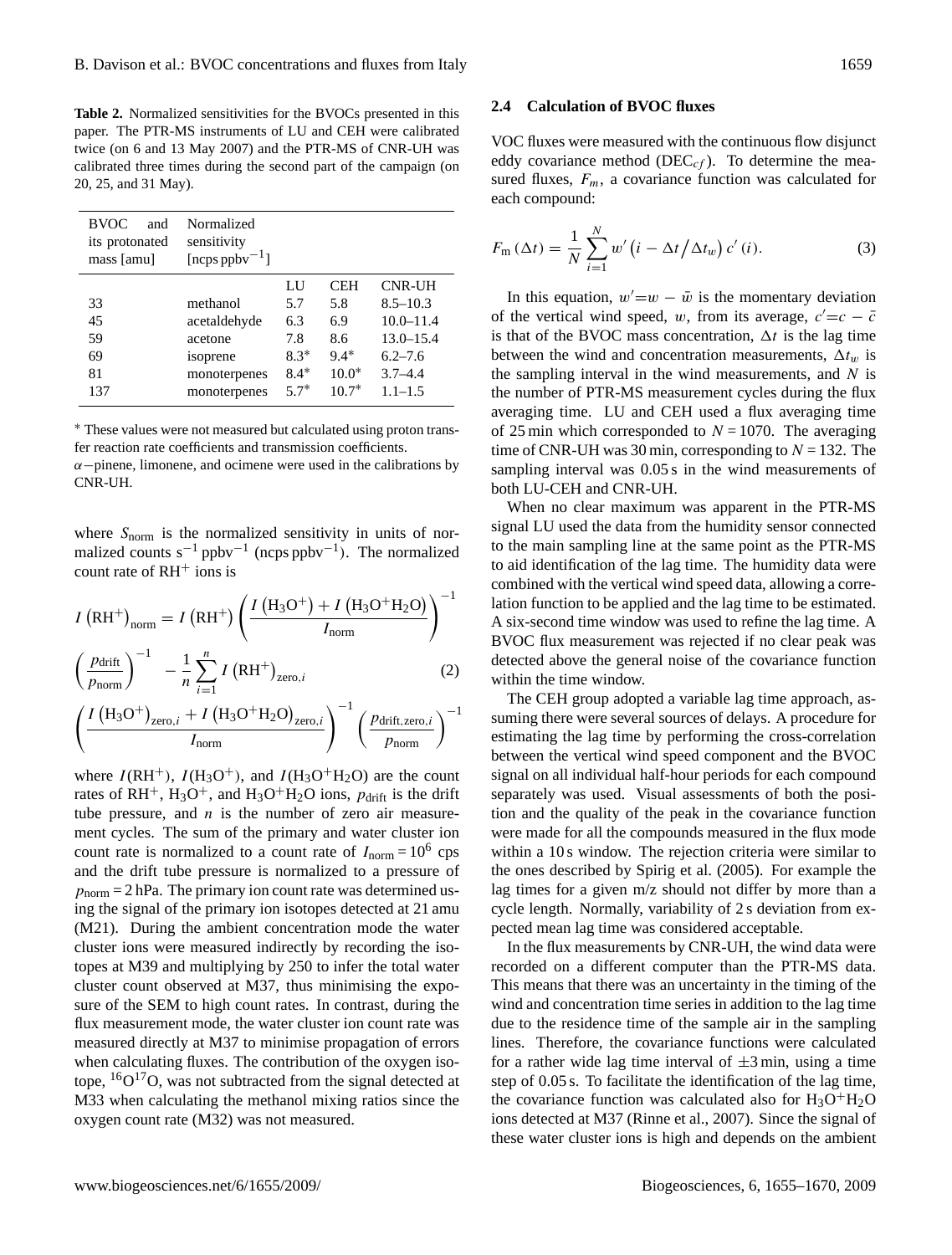**Table 2.** Normalized sensitivities for the BVOCs presented in this paper. The PTR-MS instruments of LU and CEH were calibrated twice (on 6 and 13 May 2007) and the PTR-MS of CNR-UH was calibrated three times during the second part of the campaign (on 20, 25, and 31 May).

| BVOC and its protonated mass [amu] | Normalized sensitivity [ncps ppbv$^{-1}$] | | | |
|---|---|---|---|---|
| | | LU | CEH | CNR-UH |
| 33 | methanol | 5.7 | 5.8 | 8.5–10.3 |
| 45 | acetaldehyde | 6.3 | 6.9 | 10.0–11.4 |
| 59 | acetone | 7.8 | 8.6 | 13.0–15.4 |
| 69 | isoprene | 8.3* | 9.4* | 6.2–7.6 |
| 81 | monoterpenes | 8.4* | 10.0* | 3.7–4.4 |
| 137 | monoterpenes | 5.7* | 10.7* | 1.1–1.5 |

* These values were not measured but calculated using proton transfer reaction rate coefficients and transmission coefficients.
$\alpha$−pinene, limonene, and ocimene were used in the calibrations by CNR-UH.

where $S_{\text{norm}}$ is the normalized sensitivity in units of normalized counts s$^{-1}$ ppbv$^{-1}$ (ncps ppbv$^{-1}$). The normalized count rate of RH$^+$ ions is

$$I\left(\text{RH}^+\right)_{\text{norm}} = I\left(\text{RH}^+\right)\left(\frac{I\left(\text{H}_3\text{O}^+\right)+I\left(\text{H}_3\text{O}^+\text{H}_2\text{O}\right)}{I_{\text{norm}}}\right)^{-1}\left(\frac{p_{\text{drift}}}{p_{\text{norm}}}\right)^{-1} - \frac{1}{n}\sum_{i=1}^{n} I\left(\text{RH}^+\right)_{\text{zero},i}\left(\frac{I\left(\text{H}_3\text{O}^+\right)_{\text{zero},i}+I\left(\text{H}_3\text{O}^+\text{H}_2\text{O}\right)_{\text{zero},i}}{I_{\text{norm}}}\right)^{-1}\left(\frac{p_{\text{drift,zero},i}}{p_{\text{norm}}}\right)^{-1} \quad (2)$$

where $I(\text{RH}^+)$, $I(\text{H}_3\text{O}^+)$, and $I(\text{H}_3\text{O}^+\text{H}_2\text{O})$ are the count rates of RH$^+$, $\text{H}_3\text{O}^+$, and $\text{H}_3\text{O}^+\text{H}_2\text{O}$ ions, $p_{\text{drift}}$ is the drift tube pressure, and $n$ is the number of zero air measurement cycles. The sum of the primary and water cluster ion count rate is normalized to a count rate of $I_{\text{norm}} = 10^6$ cps and the drift tube pressure is normalized to a pressure of $p_{\text{norm}} = 2$ hPa. The primary ion count rate was determined using the signal of the primary ion isotopes detected at 21 amu (M21). During the ambient concentration mode the water cluster ions were measured indirectly by recording the isotopes at M39 and multiplying by 250 to infer the total water cluster count observed at M37, thus minimising the exposure of the SEM to high count rates. In contrast, during the flux measurement mode, the water cluster ion count rate was measured directly at M37 to minimise propagation of errors when calculating fluxes. The contribution of the oxygen isotope, $^{16}\text{O}^{17}\text{O}$, was not subtracted from the signal detected at M33 when calculating the methanol mixing ratios since the oxygen count rate (M32) was not measured.

### 2.4 Calculation of BVOC fluxes

VOC fluxes were measured with the continuous flow disjunct eddy covariance method (DEC$_{cf}$). To determine the measured fluxes, $F_m$, a covariance function was calculated for each compound:

$$F_{\text{m}}\left(\Delta t\right) = \frac{1}{N}\sum_{i=1}^{N} w'\left(i - \Delta t\big/\Delta t_w\right) c'\left(i\right). \quad (3)$$

In this equation, $w' = w - \bar{w}$ is the momentary deviation of the vertical wind speed, $w$, from its average, $c' = c - \bar{c}$ is that of the BVOC mass concentration, $\Delta t$ is the lag time between the wind and concentration measurements, $\Delta t_w$ is the sampling interval in the wind measurements, and $N$ is the number of PTR-MS measurement cycles during the flux averaging time. LU and CEH used a flux averaging time of 25 min which corresponded to $N = 1070$. The averaging time of CNR-UH was 30 min, corresponding to $N = 132$. The sampling interval was 0.05 s in the wind measurements of both LU-CEH and CNR-UH.

When no clear maximum was apparent in the PTR-MS signal LU used the data from the humidity sensor connected to the main sampling line at the same point as the PTR-MS to aid identification of the lag time. The humidity data were combined with the vertical wind speed data, allowing a correlation function to be applied and the lag time to be estimated. A six-second time window was used to refine the lag time. A BVOC flux measurement was rejected if no clear peak was detected above the general noise of the covariance function within the time window.

The CEH group adopted a variable lag time approach, assuming there were several sources of delays. A procedure for estimating the lag time by performing the cross-correlation between the vertical wind speed component and the BVOC signal on all individual half-hour periods for each compound separately was used. Visual assessments of both the position and the quality of the peak in the covariance function were made for all the compounds measured in the flux mode within a 10 s window. The rejection criteria were similar to the ones described by Spirig et al. (2005). For example the lag times for a given m/z should not differ by more than a cycle length. Normally, variability of 2 s deviation from expected mean lag time was considered acceptable.

In the flux measurements by CNR-UH, the wind data were recorded on a different computer than the PTR-MS data. This means that there was an uncertainty in the timing of the wind and concentration time series in addition to the lag time due to the residence time of the sample air in the sampling lines. Therefore, the covariance functions were calculated for a rather wide lag time interval of $\pm 3$ min, using a time step of 0.05 s. To facilitate the identification of the lag time, the covariance function was calculated also for $\text{H}_3\text{O}^+\text{H}_2\text{O}$ ions detected at M37 (Rinne et al., 2007). Since the signal of these water cluster ions is high and depends on the ambient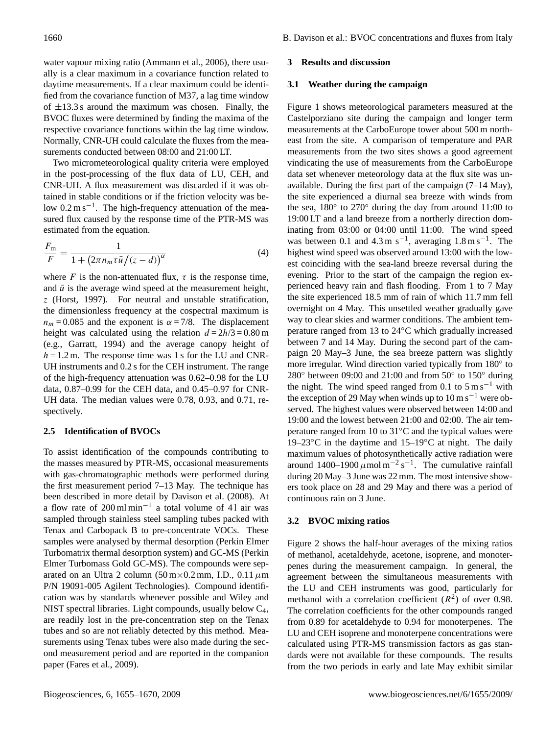water vapour mixing ratio (Ammann et al., 2006), there usually is a clear maximum in a covariance function related to daytime measurements. If a clear maximum could be identified from the covariance function of M37, a lag time window of $\pm 13.3$ s around the maximum was chosen. Finally, the BVOC fluxes were determined by finding the maxima of the respective covariance functions within the lag time window. Normally, CNR-UH could calculate the fluxes from the measurements conducted between 08:00 and 21:00 LT.

Two micrometeorological quality criteria were employed in the post-processing of the flux data of LU, CEH, and CNR-UH. A flux measurement was discarded if it was obtained in stable conditions or if the friction velocity was below $0.2\,\mathrm{m\,s^{-1}}$. The high-frequency attenuation of the measured flux caused by the response time of the PTR-MS was estimated from the equation.

$$\frac{F_\mathrm{m}}{F} = \frac{1}{1 + \left(2\pi n_m \tau \bar{u}/(z-d)\right)^\alpha} \tag{4}$$

where $F$ is the non-attenuated flux, $\tau$ is the response time, and $\bar{u}$ is the average wind speed at the measurement height, $z$ (Horst, 1997). For neutral and unstable stratification, the dimensionless frequency at the cospectral maximum is $n_m = 0.085$ and the exponent is $\alpha = 7/8$. The displacement height was calculated using the relation $d = 2h/3 = 0.80$ m (e.g., Garratt, 1994) and the average canopy height of $h = 1.2$ m. The response time was 1 s for the LU and CNR-UH instruments and 0.2 s for the CEH instrument. The range of the high-frequency attenuation was 0.62–0.98 for the LU data, 0.87–0.99 for the CEH data, and 0.45–0.97 for CNR-UH data. The median values were 0.78, 0.93, and 0.71, respectively.

### 2.5 Identification of BVOCs

To assist identification of the compounds contributing to the masses measured by PTR-MS, occasional measurements with gas-chromatographic methods were performed during the first measurement period 7–13 May. The technique has been described in more detail by Davison et al. (2008). At a flow rate of $200\,\mathrm{ml\,min^{-1}}$ a total volume of 4 l air was sampled through stainless steel sampling tubes packed with Tenax and Carbopack B to pre-concentrate VOCs. These samples were analysed by thermal desorption (Perkin Elmer Turbomatrix thermal desorption system) and GC-MS (Perkin Elmer Turbomass Gold GC-MS). The compounds were separated on an Ultra 2 column ($50\,\mathrm{m} \times 0.2\,\mathrm{mm}$, I.D., $0.11\,\mu\mathrm{m}$ P/N 19091-005 Agilent Technologies). Compound identification was by standards whenever possible and Wiley and NIST spectral libraries. Light compounds, usually below $C_4$, are readily lost in the pre-concentration step on the Tenax tubes and so are not reliably detected by this method. Measurements using Tenax tubes were also made during the second measurement period and are reported in the companion paper (Fares et al., 2009).

## 3 Results and discussion

### 3.1 Weather during the campaign

Figure 1 shows meteorological parameters measured at the Castelporziano site during the campaign and longer term measurements at the CarboEurope tower about 500 m northeast from the site. A comparison of temperature and PAR measurements from the two sites shows a good agreement vindicating the use of measurements from the CarboEurope data set whenever meteorology data at the flux site was unavailable. During the first part of the campaign (7–14 May), the site experienced a diurnal sea breeze with winds from the sea, 180° to 270° during the day from around 11:00 to 19:00 LT and a land breeze from a northerly direction dominating from 03:00 or 04:00 until 11:00. The wind speed was between 0.1 and $4.3\,\mathrm{m\ s^{-1}}$, averaging $1.8\,\mathrm{m\,s^{-1}}$. The highest wind speed was observed around 13:00 with the lowest coinciding with the sea-land breeze reversal during the evening. Prior to the start of the campaign the region experienced heavy rain and flash flooding. From 1 to 7 May the site experienced 18.5 mm of rain of which 11.7 mm fell overnight on 4 May. This unsettled weather gradually gave way to clear skies and warmer conditions. The ambient temperature ranged from 13 to 24°C which gradually increased between 7 and 14 May. During the second part of the campaign 20 May–3 June, the sea breeze pattern was slightly more irregular. Wind direction varied typically from 180° to 280° between 09:00 and 21:00 and from 50° to 150° during the night. The wind speed ranged from 0.1 to $5\,\mathrm{m\,s^{-1}}$ with the exception of 29 May when winds up to $10\,\mathrm{m\,s^{-1}}$ were observed. The highest values were observed between 14:00 and 19:00 and the lowest between 21:00 and 02:00. The air temperature ranged from 10 to 31°C and the typical values were 19–23°C in the daytime and 15–19°C at night. The daily maximum values of photosynthetically active radiation were around $1400\text{–}1900\,\mu\mathrm{mol\,m^{-2}\,s^{-1}}$. The cumulative rainfall during 20 May–3 June was 22 mm. The most intensive showers took place on 28 and 29 May and there was a period of continuous rain on 3 June.

### 3.2 BVOC mixing ratios

Figure 2 shows the half-hour averages of the mixing ratios of methanol, acetaldehyde, acetone, isoprene, and monoterpenes during the measurement campaign. In general, the agreement between the simultaneous measurements with the LU and CEH instruments was good, particularly for methanol with a correlation coefficient ($R^2$) of over 0.98. The correlation coefficients for the other compounds ranged from 0.89 for acetaldehyde to 0.94 for monoterpenes. The LU and CEH isoprene and monoterpene concentrations were calculated using PTR-MS transmission factors as gas standards were not available for these compounds. The results from the two periods in early and late May exhibit similar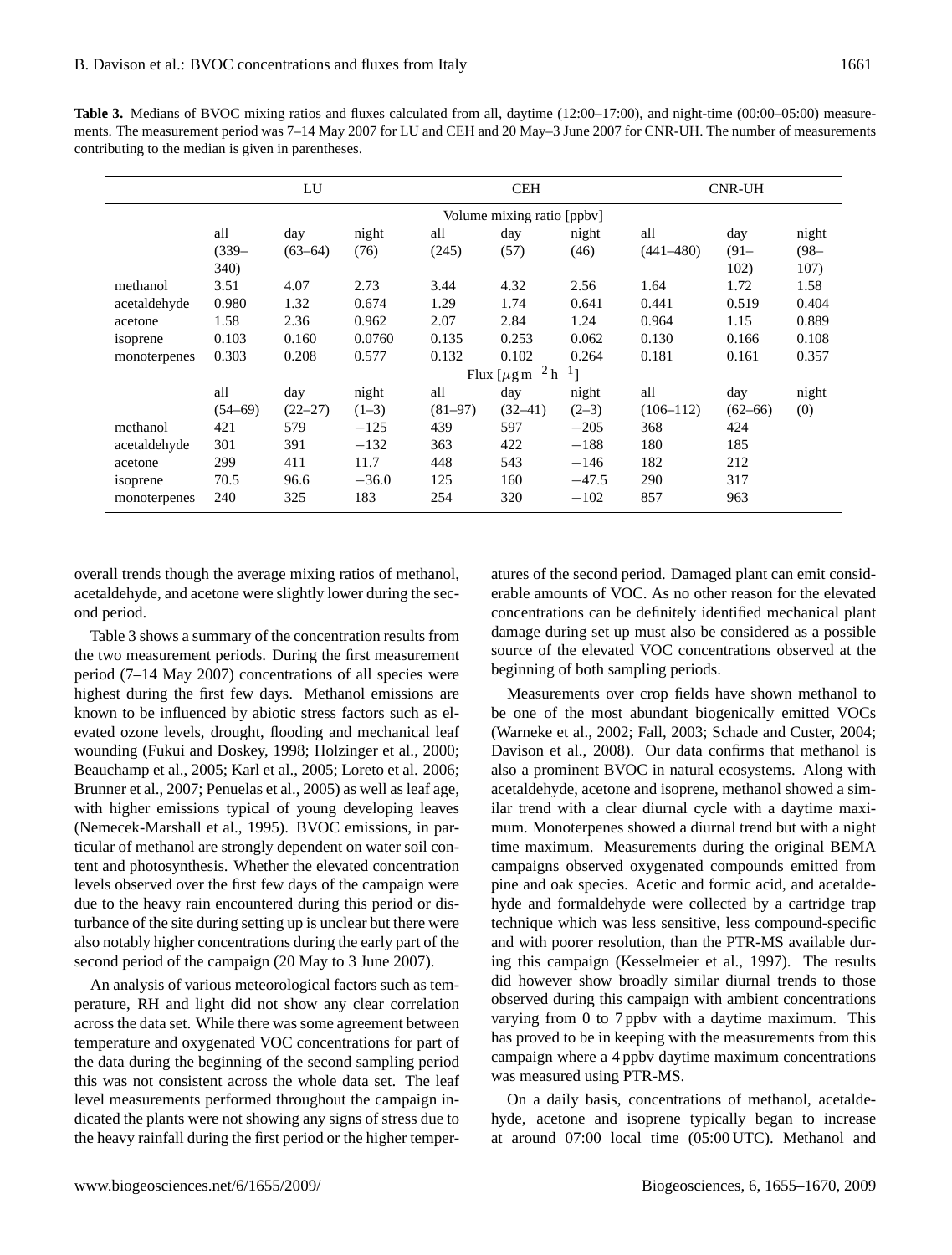**Table 3.** Medians of BVOC mixing ratios and fluxes calculated from all, daytime (12:00–17:00), and night-time (00:00–05:00) measurements. The measurement period was 7–14 May 2007 for LU and CEH and 20 May–3 June 2007 for CNR-UH. The number of measurements contributing to the median is given in parentheses.

| | LU | | | CEH | | | CNR-UH | | |
|---|---|---|---|---|---|---|---|---|---|
| | Volume mixing ratio [ppbv] | | | | | | | | |
| | all (339–340) | day (63–64) | night (76) | all (245) | day (57) | night (46) | all (441–480) | day (91–102) | night (98–107) |
| methanol | 3.51 | 4.07 | 2.73 | 3.44 | 4.32 | 2.56 | 1.64 | 1.72 | 1.58 |
| acetaldehyde | 0.980 | 1.32 | 0.674 | 1.29 | 1.74 | 0.641 | 0.441 | 0.519 | 0.404 |
| acetone | 1.58 | 2.36 | 0.962 | 2.07 | 2.84 | 1.24 | 0.964 | 1.15 | 0.889 |
| isoprene | 0.103 | 0.160 | 0.0760 | 0.135 | 0.253 | 0.062 | 0.130 | 0.166 | 0.108 |
| monoterpenes | 0.303 | 0.208 | 0.577 | 0.132 | 0.102 | 0.264 | 0.181 | 0.161 | 0.357 |
| | Flux [$\mu$g m$^{-2}$ h$^{-1}$] | | | | | | | | |
| | all (54–69) | day (22–27) | night (1–3) | all (81–97) | day (32–41) | night (2–3) | all (106–112) | day (62–66) | night (0) |
| methanol | 421 | 579 | −125 | 439 | 597 | −205 | 368 | 424 | |
| acetaldehyde | 301 | 391 | −132 | 363 | 422 | −188 | 180 | 185 | |
| acetone | 299 | 411 | 11.7 | 448 | 543 | −146 | 182 | 212 | |
| isoprene | 70.5 | 96.6 | −36.0 | 125 | 160 | −47.5 | 290 | 317 | |
| monoterpenes | 240 | 325 | 183 | 254 | 320 | −102 | 857 | 963 | |

overall trends though the average mixing ratios of methanol, acetaldehyde, and acetone were slightly lower during the second period.

Table 3 shows a summary of the concentration results from the two measurement periods. During the first measurement period (7–14 May 2007) concentrations of all species were highest during the first few days. Methanol emissions are known to be influenced by abiotic stress factors such as elevated ozone levels, drought, flooding and mechanical leaf wounding (Fukui and Doskey, 1998; Holzinger et al., 2000; Beauchamp et al., 2005; Karl et al., 2005; Loreto et al. 2006; Brunner et al., 2007; Penuelas et al., 2005) as well as leaf age, with higher emissions typical of young developing leaves (Nemecek-Marshall et al., 1995). BVOC emissions, in particular of methanol are strongly dependent on water soil content and photosynthesis. Whether the elevated concentration levels observed over the first few days of the campaign were due to the heavy rain encountered during this period or disturbance of the site during setting up is unclear but there were also notably higher concentrations during the early part of the second period of the campaign (20 May to 3 June 2007).

An analysis of various meteorological factors such as temperature, RH and light did not show any clear correlation across the data set. While there was some agreement between temperature and oxygenated VOC concentrations for part of the data during the beginning of the second sampling period this was not consistent across the whole data set. The leaf level measurements performed throughout the campaign indicated the plants were not showing any signs of stress due to the heavy rainfall during the first period or the higher temperatures of the second period. Damaged plant can emit considerable amounts of VOC. As no other reason for the elevated concentrations can be definitely identified mechanical plant damage during set up must also be considered as a possible source of the elevated VOC concentrations observed at the beginning of both sampling periods.

Measurements over crop fields have shown methanol to be one of the most abundant biogenically emitted VOCs (Warneke et al., 2002; Fall, 2003; Schade and Custer, 2004; Davison et al., 2008). Our data confirms that methanol is also a prominent BVOC in natural ecosystems. Along with acetaldehyde, acetone and isoprene, methanol showed a similar trend with a clear diurnal cycle with a daytime maximum. Monoterpenes showed a diurnal trend but with a night time maximum. Measurements during the original BEMA campaigns observed oxygenated compounds emitted from pine and oak species. Acetic and formic acid, and acetaldehyde and formaldehyde were collected by a cartridge trap technique which was less sensitive, less compound-specific and with poorer resolution, than the PTR-MS available during this campaign (Kesselmeier et al., 1997). The results did however show broadly similar diurnal trends to those observed during this campaign with ambient concentrations varying from 0 to 7 ppbv with a daytime maximum. This has proved to be in keeping with the measurements from this campaign where a 4 ppbv daytime maximum concentrations was measured using PTR-MS.

On a daily basis, concentrations of methanol, acetaldehyde, acetone and isoprene typically began to increase at around 07:00 local time (05:00 UTC). Methanol and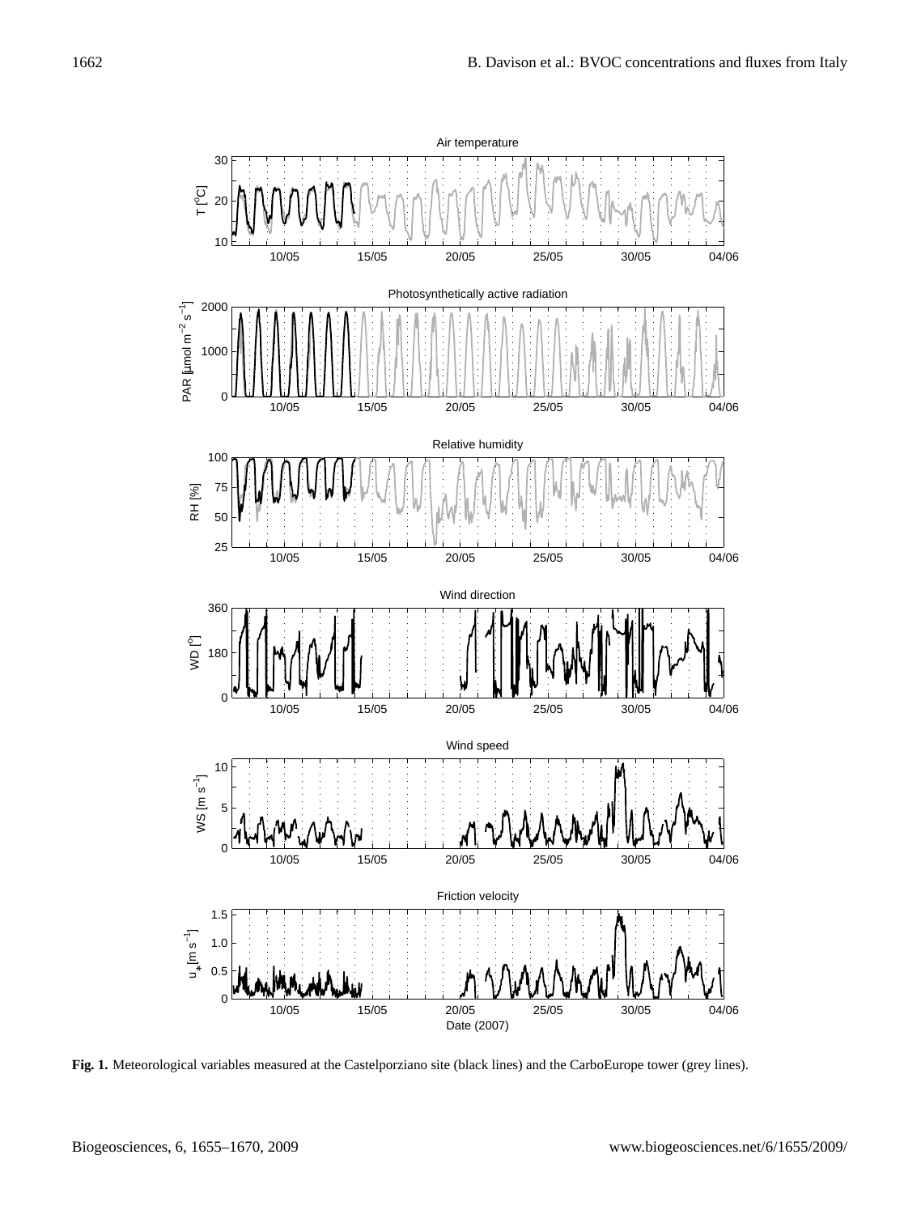**Fig. 1.** Meteorological variables measured at the Castelporziano site (black lines) and the CarboEurope tower (grey lines).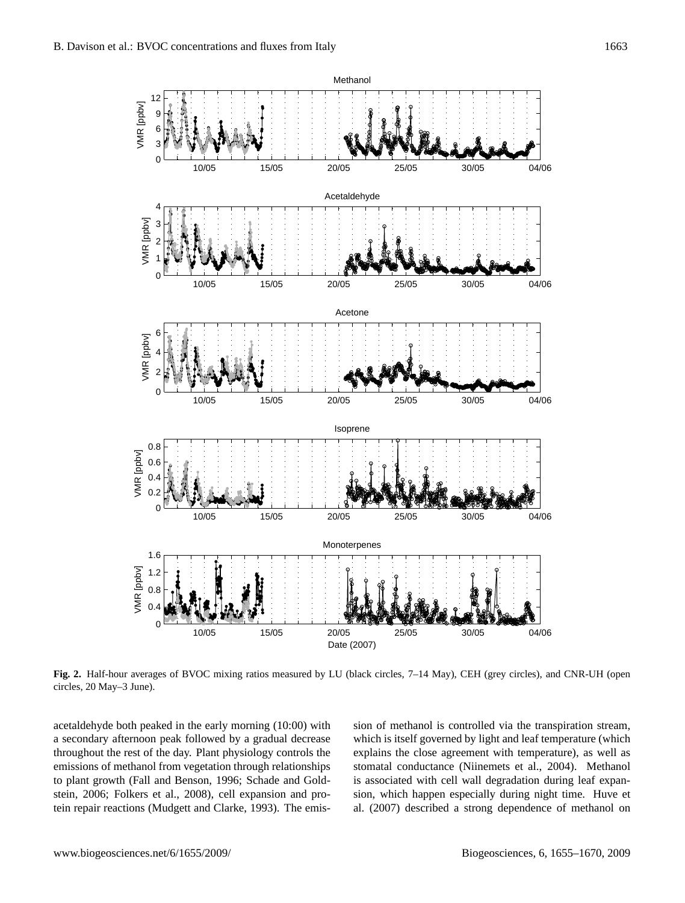**Fig. 2.** Half-hour averages of BVOC mixing ratios measured by LU (black circles, 7–14 May), CEH (grey circles), and CNR-UH (open circles, 20 May–3 June).

acetaldehyde both peaked in the early morning (10:00) with a secondary afternoon peak followed by a gradual decrease throughout the rest of the day. Plant physiology controls the emissions of methanol from vegetation through relationships to plant growth (Fall and Benson, 1996; Schade and Goldstein, 2006; Folkers et al., 2008), cell expansion and protein repair reactions (Mudgett and Clarke, 1993). The emission of methanol is controlled via the transpiration stream, which is itself governed by light and leaf temperature (which explains the close agreement with temperature), as well as stomatal conductance (Niinemets et al., 2004). Methanol is associated with cell wall degradation during leaf expansion, which happen especially during night time. Huve et al. (2007) described a strong dependence of methanol on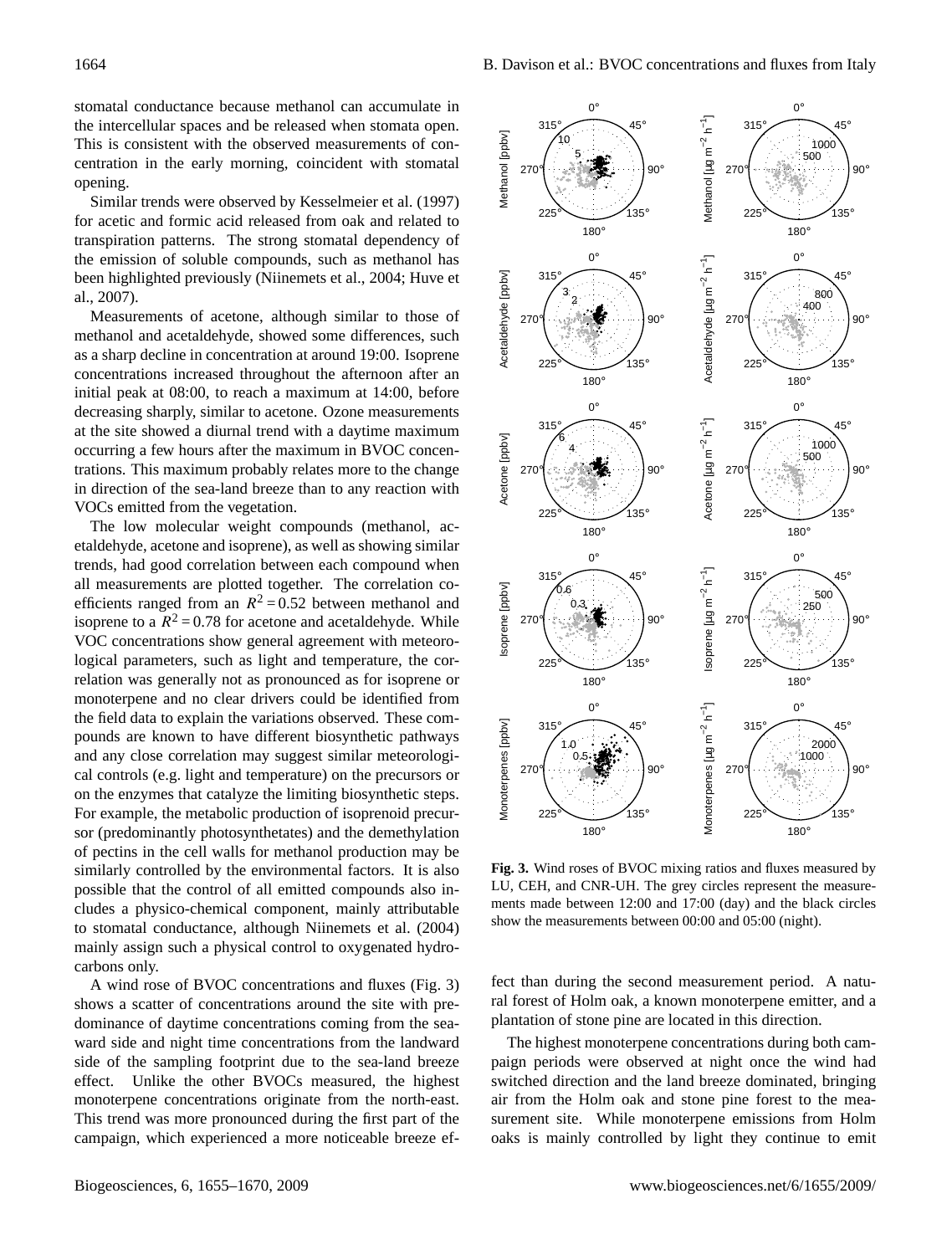stomatal conductance because methanol can accumulate in the intercellular spaces and be released when stomata open. This is consistent with the observed measurements of concentration in the early morning, coincident with stomatal opening.

Similar trends were observed by Kesselmeier et al. (1997) for acetic and formic acid released from oak and related to transpiration patterns. The strong stomatal dependency of the emission of soluble compounds, such as methanol has been highlighted previously (Niinemets et al., 2004; Huve et al., 2007).

Measurements of acetone, although similar to those of methanol and acetaldehyde, showed some differences, such as a sharp decline in concentration at around 19:00. Isoprene concentrations increased throughout the afternoon after an initial peak at 08:00, to reach a maximum at 14:00, before decreasing sharply, similar to acetone. Ozone measurements at the site showed a diurnal trend with a daytime maximum occurring a few hours after the maximum in BVOC concentrations. This maximum probably relates more to the change in direction of the sea-land breeze than to any reaction with VOCs emitted from the vegetation.

The low molecular weight compounds (methanol, acetaldehyde, acetone and isoprene), as well as showing similar trends, had good correlation between each compound when all measurements are plotted together. The correlation coefficients ranged from an $R^2 = 0.52$ between methanol and isoprene to a $R^2 = 0.78$ for acetone and acetaldehyde. While VOC concentrations show general agreement with meteorological parameters, such as light and temperature, the correlation was generally not as pronounced as for isoprene or monoterpene and no clear drivers could be identified from the field data to explain the variations observed. These compounds are known to have different biosynthetic pathways and any close correlation may suggest similar meteorological controls (e.g. light and temperature) on the precursors or on the enzymes that catalyze the limiting biosynthetic steps. For example, the metabolic production of isoprenoid precursor (predominantly photosynthetates) and the demethylation of pectins in the cell walls for methanol production may be similarly controlled by the environmental factors. It is also possible that the control of all emitted compounds also includes a physico-chemical component, mainly attributable to stomatal conductance, although Niinemets et al. (2004) mainly assign such a physical control to oxygenated hydrocarbons only.

A wind rose of BVOC concentrations and fluxes (Fig. 3) shows a scatter of concentrations around the site with predominance of daytime concentrations coming from the seaward side and night time concentrations from the landward side of the sampling footprint due to the sea-land breeze effect. Unlike the other BVOCs measured, the highest monoterpene concentrations originate from the north-east. This trend was more pronounced during the first part of the campaign, which experienced a more noticeable breeze effect than during the second measurement period. A natural forest of Holm oak, a known monoterpene emitter, and a plantation of stone pine are located in this direction.

**Fig. 3.** Wind roses of BVOC mixing ratios and fluxes measured by LU, CEH, and CNR-UH. The grey circles represent the measurements made between 12:00 and 17:00 (day) and the black circles show the measurements between 00:00 and 05:00 (night).

The highest monoterpene concentrations during both campaign periods were observed at night once the wind had switched direction and the land breeze dominated, bringing air from the Holm oak and stone pine forest to the measurement site. While monoterpene emissions from Holm oaks is mainly controlled by light they continue to emit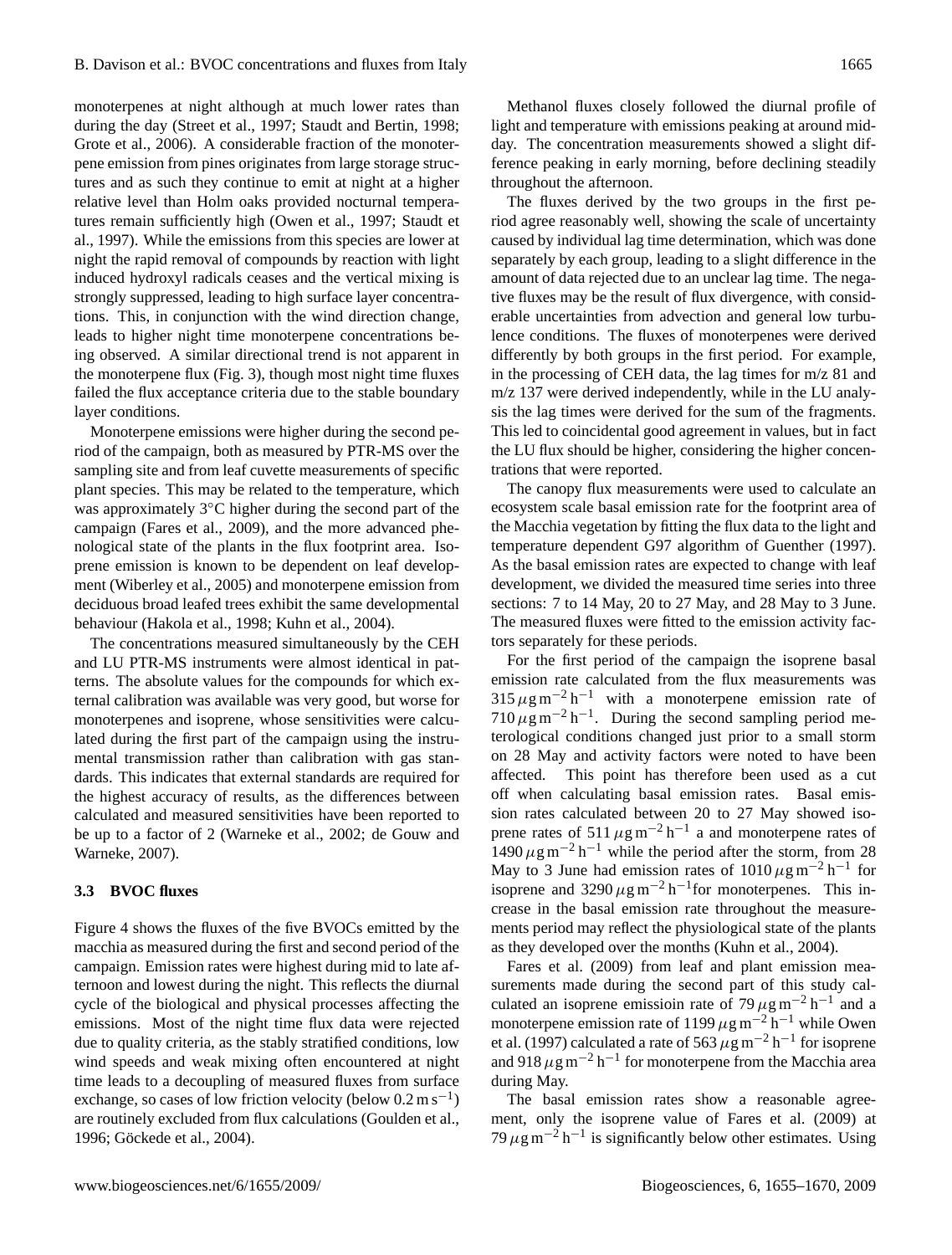monoterpenes at night although at much lower rates than during the day (Street et al., 1997; Staudt and Bertin, 1998; Grote et al., 2006). A considerable fraction of the monoterpene emission from pines originates from large storage structures and as such they continue to emit at night at a higher relative level than Holm oaks provided nocturnal temperatures remain sufficiently high (Owen et al., 1997; Staudt et al., 1997). While the emissions from this species are lower at night the rapid removal of compounds by reaction with light induced hydroxyl radicals ceases and the vertical mixing is strongly suppressed, leading to high surface layer concentrations. This, in conjunction with the wind direction change, leads to higher night time monoterpene concentrations being observed. A similar directional trend is not apparent in the monoterpene flux (Fig. 3), though most night time fluxes failed the flux acceptance criteria due to the stable boundary layer conditions.

Monoterpene emissions were higher during the second period of the campaign, both as measured by PTR-MS over the sampling site and from leaf cuvette measurements of specific plant species. This may be related to the temperature, which was approximately 3°C higher during the second part of the campaign (Fares et al., 2009), and the more advanced phenological state of the plants in the flux footprint area. Isoprene emission is known to be dependent on leaf development (Wiberley et al., 2005) and monoterpene emission from deciduous broad leafed trees exhibit the same developmental behaviour (Hakola et al., 1998; Kuhn et al., 2004).

The concentrations measured simultaneously by the CEH and LU PTR-MS instruments were almost identical in patterns. The absolute values for the compounds for which external calibration was available was very good, but worse for monoterpenes and isoprene, whose sensitivities were calculated during the first part of the campaign using the instrumental transmission rather than calibration with gas standards. This indicates that external standards are required for the highest accuracy of results, as the differences between calculated and measured sensitivities have been reported to be up to a factor of 2 (Warneke et al., 2002; de Gouw and Warneke, 2007).

### 3.3 BVOC fluxes

Figure 4 shows the fluxes of the five BVOCs emitted by the macchia as measured during the first and second period of the campaign. Emission rates were highest during mid to late afternoon and lowest during the night. This reflects the diurnal cycle of the biological and physical processes affecting the emissions. Most of the night time flux data were rejected due to quality criteria, as the stably stratified conditions, low wind speeds and weak mixing often encountered at night time leads to a decoupling of measured fluxes from surface exchange, so cases of low friction velocity (below $0.2\,\mathrm{m\,s^{-1}}$) are routinely excluded from flux calculations (Goulden et al., 1996; Göckede et al., 2004).

Methanol fluxes closely followed the diurnal profile of light and temperature with emissions peaking at around midday. The concentration measurements showed a slight difference peaking in early morning, before declining steadily throughout the afternoon.

The fluxes derived by the two groups in the first period agree reasonably well, showing the scale of uncertainty caused by individual lag time determination, which was done separately by each group, leading to a slight difference in the amount of data rejected due to an unclear lag time. The negative fluxes may be the result of flux divergence, with considerable uncertainties from advection and general low turbulence conditions. The fluxes of monoterpenes were derived differently by both groups in the first period. For example, in the processing of CEH data, the lag times for m/z 81 and m/z 137 were derived independently, while in the LU analysis the lag times were derived for the sum of the fragments. This led to coincidental good agreement in values, but in fact the LU flux should be higher, considering the higher concentrations that were reported.

The canopy flux measurements were used to calculate an ecosystem scale basal emission rate for the footprint area of the Macchia vegetation by fitting the flux data to the light and temperature dependent G97 algorithm of Guenther (1997). As the basal emission rates are expected to change with leaf development, we divided the measured time series into three sections: 7 to 14 May, 20 to 27 May, and 28 May to 3 June. The measured fluxes were fitted to the emission activity factors separately for these periods.

For the first period of the campaign the isoprene basal emission rate calculated from the flux measurements was $315\,\mu\mathrm{g\,m^{-2}\,h^{-1}}$ with a monoterpene emission rate of $710\,\mu\mathrm{g\,m^{-2}\,h^{-1}}$. During the second sampling period meterological conditions changed just prior to a small storm on 28 May and activity factors were noted to have been affected. This point has therefore been used as a cut off when calculating basal emission rates. Basal emission rates calculated between 20 to 27 May showed isoprene rates of $511\,\mu\mathrm{g\,m^{-2}\,h^{-1}}$ a and monoterpene rates of $1490\,\mu\mathrm{g\,m^{-2}\,h^{-1}}$ while the period after the storm, from 28 May to 3 June had emission rates of $1010\,\mu\mathrm{g\,m^{-2}\,h^{-1}}$ for isoprene and $3290\,\mu\mathrm{g\,m^{-2}\,h^{-1}}$for monoterpenes. This increase in the basal emission rate throughout the measurements period may reflect the physiological state of the plants as they developed over the months (Kuhn et al., 2004).

Fares et al. (2009) from leaf and plant emission measurements made during the second part of this study calculated an isoprene emissioin rate of $79\,\mu\mathrm{g\,m^{-2}\,h^{-1}}$ and a monoterpene emission rate of $1199\,\mu\mathrm{g\,m^{-2}\,h^{-1}}$ while Owen et al. (1997) calculated a rate of $563\,\mu\mathrm{g\,m^{-2}\,h^{-1}}$ for isoprene and $918\,\mu\mathrm{g\,m^{-2}\,h^{-1}}$ for monoterpene from the Macchia area during May.

The basal emission rates show a reasonable agreement, only the isoprene value of Fares et al. (2009) at $79\,\mu\mathrm{g\,m^{-2}\,h^{-1}}$ is significantly below other estimates. Using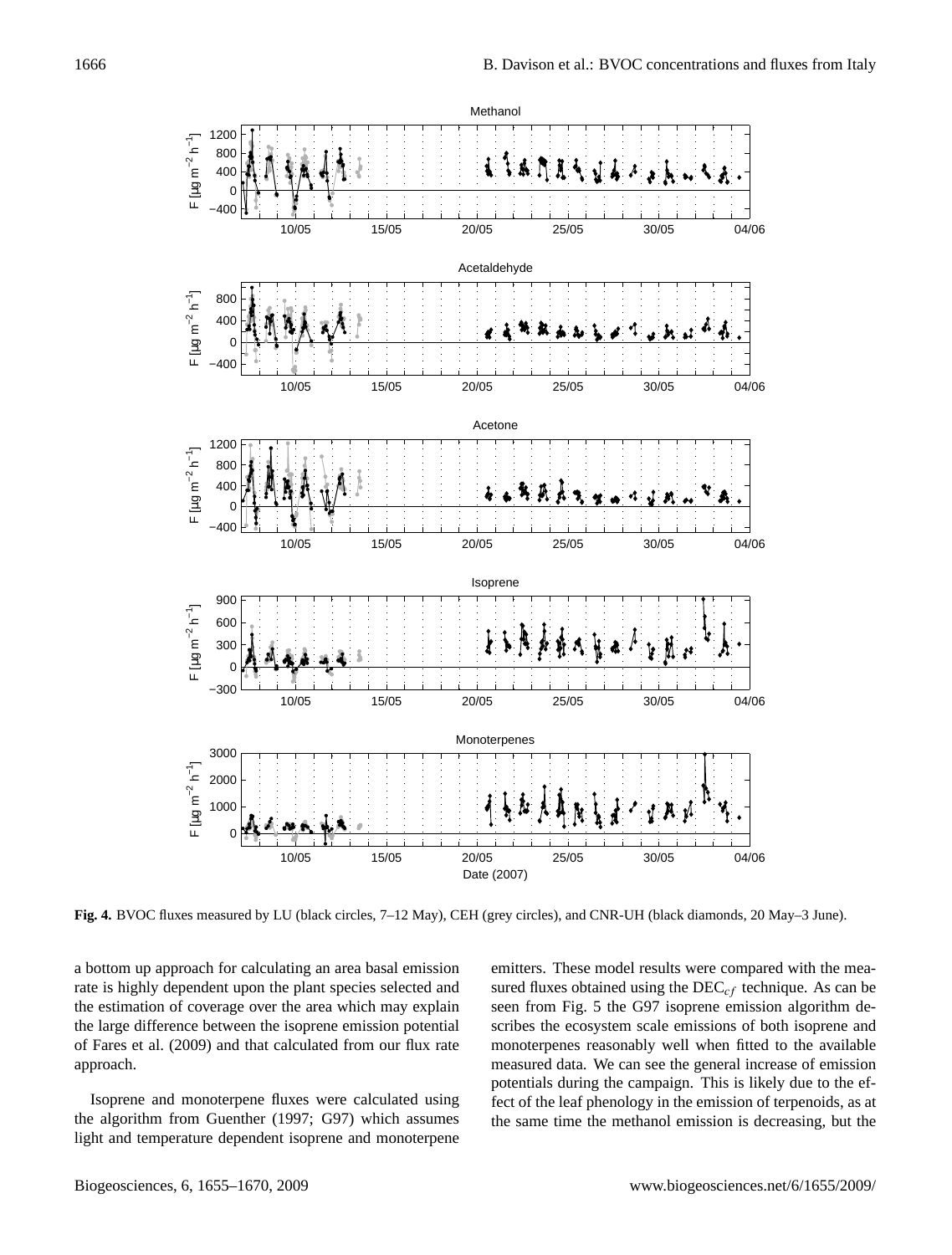**Fig. 4.** BVOC fluxes measured by LU (black circles, 7–12 May), CEH (grey circles), and CNR-UH (black diamonds, 20 May–3 June).

a bottom up approach for calculating an area basal emission rate is highly dependent upon the plant species selected and the estimation of coverage over the area which may explain the large difference between the isoprene emission potential of Fares et al. (2009) and that calculated from our flux rate approach.

Isoprene and monoterpene fluxes were calculated using the algorithm from Guenther (1997; G97) which assumes light and temperature dependent isoprene and monoterpene emitters. These model results were compared with the measured fluxes obtained using the $\mathrm{DEC}_{cf}$ technique. As can be seen from Fig. 5 the G97 isoprene emission algorithm describes the ecosystem scale emissions of both isoprene and monoterpenes reasonably well when fitted to the available measured data. We can see the general increase of emission potentials during the campaign. This is likely due to the effect of the leaf phenology in the emission of terpenoids, as at the same time the methanol emission is decreasing, but the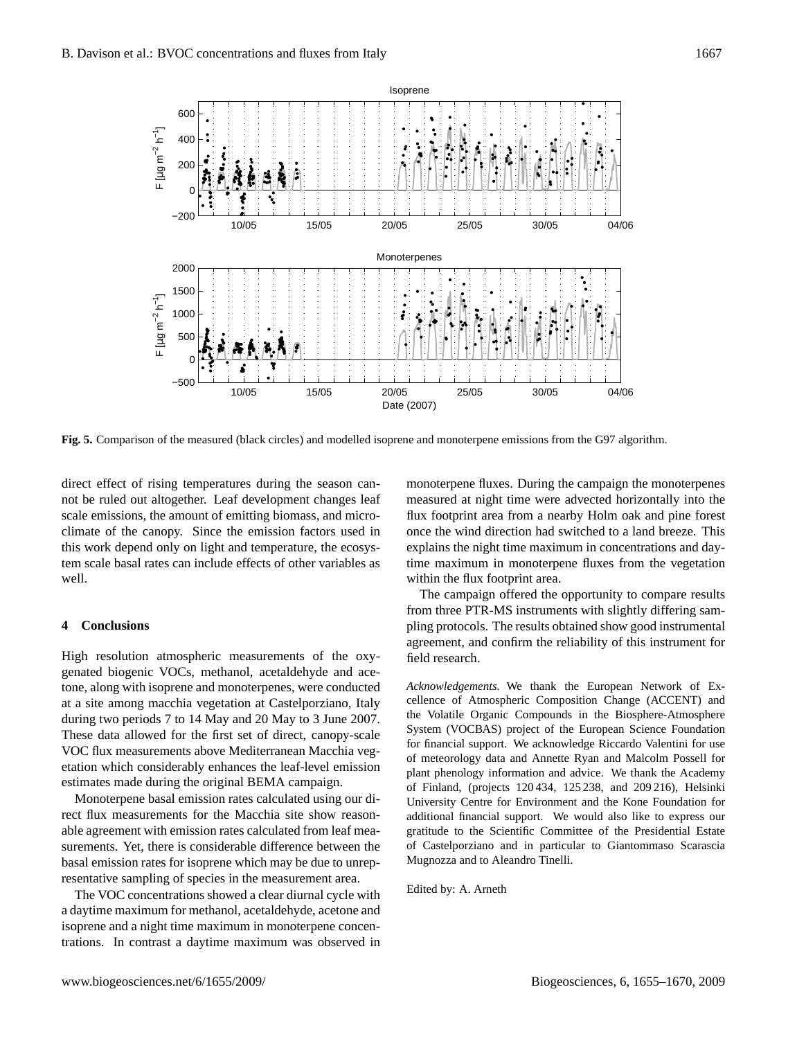**Fig. 5.** Comparison of the measured (black circles) and modelled isoprene and monoterpene emissions from the G97 algorithm.

direct effect of rising temperatures during the season cannot be ruled out altogether. Leaf development changes leaf scale emissions, the amount of emitting biomass, and microclimate of the canopy. Since the emission factors used in this work depend only on light and temperature, the ecosystem scale basal rates can include effects of other variables as well.

## 4 Conclusions

High resolution atmospheric measurements of the oxygenated biogenic VOCs, methanol, acetaldehyde and acetone, along with isoprene and monoterpenes, were conducted at a site among macchia vegetation at Castelporziano, Italy during two periods 7 to 14 May and 20 May to 3 June 2007. These data allowed for the first set of direct, canopy-scale VOC flux measurements above Mediterranean Macchia vegetation which considerably enhances the leaf-level emission estimates made during the original BEMA campaign.

Monoterpene basal emission rates calculated using our direct flux measurements for the Macchia site show reasonable agreement with emission rates calculated from leaf measurements. Yet, there is considerable difference between the basal emission rates for isoprene which may be due to unrepresentative sampling of species in the measurement area.

The VOC concentrations showed a clear diurnal cycle with a daytime maximum for methanol, acetaldehyde, acetone and isoprene and a night time maximum in monoterpene concentrations. In contrast a daytime maximum was observed in monoterpene fluxes. During the campaign the monoterpenes measured at night time were advected horizontally into the flux footprint area from a nearby Holm oak and pine forest once the wind direction had switched to a land breeze. This explains the night time maximum in concentrations and daytime maximum in monoterpene fluxes from the vegetation within the flux footprint area.

The campaign offered the opportunity to compare results from three PTR-MS instruments with slightly differing sampling protocols. The results obtained show good instrumental agreement, and confirm the reliability of this instrument for field research.

*Acknowledgements.* We thank the European Network of Excellence of Atmospheric Composition Change (ACCENT) and the Volatile Organic Compounds in the Biosphere-Atmosphere System (VOCBAS) project of the European Science Foundation for financial support. We acknowledge Riccardo Valentini for use of meteorology data and Annette Ryan and Malcolm Possell for plant phenology information and advice. We thank the Academy of Finland, (projects 120 434, 125 238, and 209 216), Helsinki University Centre for Environment and the Kone Foundation for additional financial support. We would also like to express our gratitude to the Scientific Committee of the Presidential Estate of Castelporziano and in particular to Giantommaso Scarascia Mugnozza and to Aleandro Tinelli.

Edited by: A. Arneth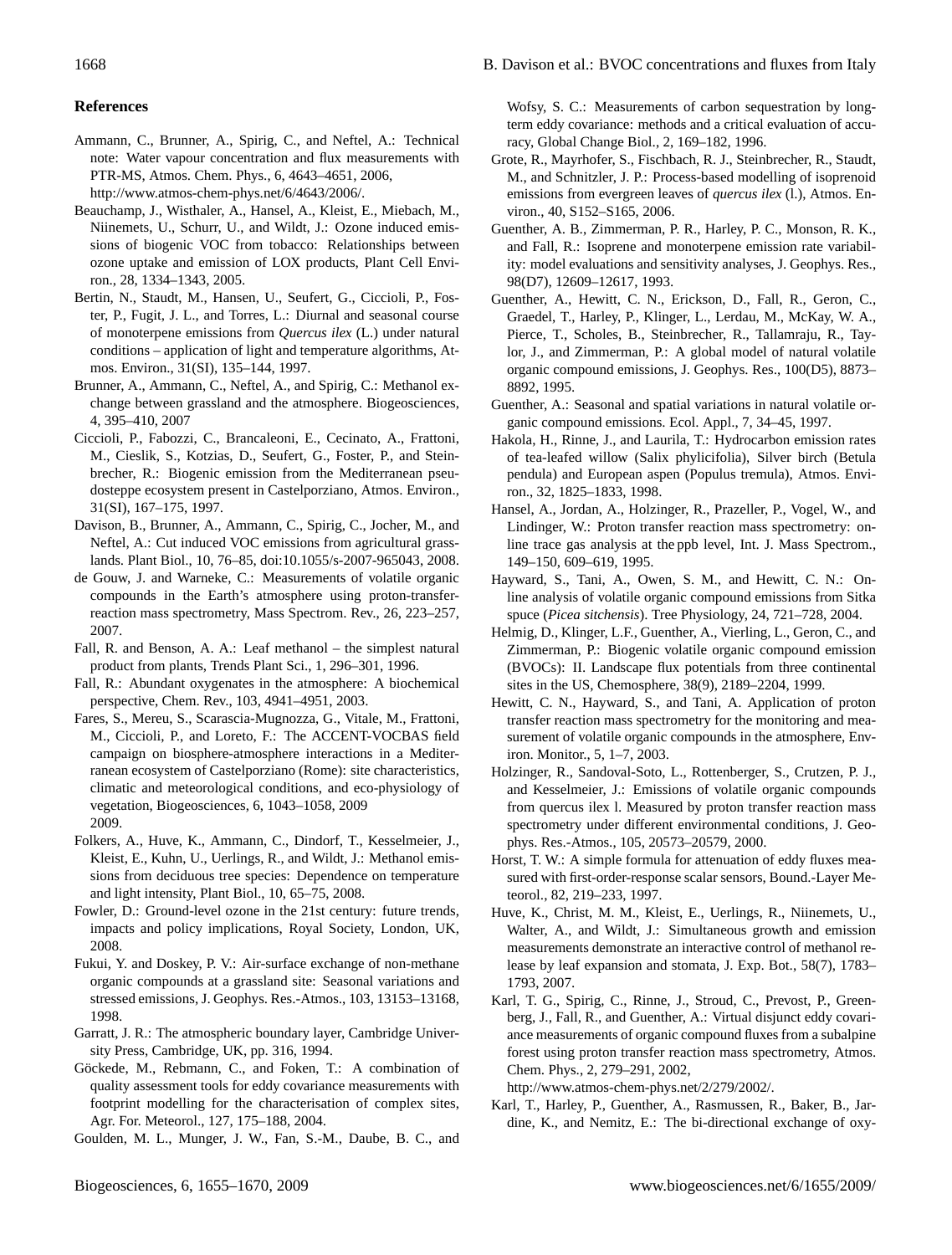## References

Ammann, C., Brunner, A., Spirig, C., and Neftel, A.: Technical note: Water vapour concentration and flux measurements with PTR-MS, Atmos. Chem. Phys., 6, 4643–4651, 2006, http://www.atmos-chem-phys.net/6/4643/2006/.

Beauchamp, J., Wisthaler, A., Hansel, A., Kleist, E., Miebach, M., Niinemets, U., Schurr, U., and Wildt, J.: Ozone induced emissions of biogenic VOC from tobacco: Relationships between ozone uptake and emission of LOX products, Plant Cell Environ., 28, 1334–1343, 2005.

Bertin, N., Staudt, M., Hansen, U., Seufert, G., Ciccioli, P., Foster, P., Fugit, J. L., and Torres, L.: Diurnal and seasonal course of monoterpene emissions from *Quercus ilex* (L.) under natural conditions – application of light and temperature algorithms, Atmos. Environ., 31(SI), 135–144, 1997.

Brunner, A., Ammann, C., Neftel, A., and Spirig, C.: Methanol exchange between grassland and the atmosphere. Biogeosciences, 4, 395–410, 2007

Ciccioli, P., Fabozzi, C., Brancaleoni, E., Cecinato, A., Frattoni, M., Cieslik, S., Kotzias, D., Seufert, G., Foster, P., and Steinbrecher, R.: Biogenic emission from the Mediterranean pseudosteppe ecosystem present in Castelporziano, Atmos. Environ., 31(SI), 167–175, 1997.

Davison, B., Brunner, A., Ammann, C., Spirig, C., Jocher, M., and Neftel, A.: Cut induced VOC emissions from agricultural grasslands. Plant Biol., 10, 76–85, doi:10.1055/s-2007-965043, 2008.

de Gouw, J. and Warneke, C.: Measurements of volatile organic compounds in the Earth's atmosphere using proton-transfer-reaction mass spectrometry, Mass Spectrom. Rev., 26, 223–257, 2007.

Fall, R. and Benson, A. A.: Leaf methanol – the simplest natural product from plants, Trends Plant Sci., 1, 296–301, 1996.

Fall, R.: Abundant oxygenates in the atmosphere: A biochemical perspective, Chem. Rev., 103, 4941–4951, 2003.

Fares, S., Mereu, S., Scarascia-Mugnozza, G., Vitale, M., Frattoni, M., Ciccioli, P., and Loreto, F.: The ACCENT-VOCBAS field campaign on biosphere-atmosphere interactions in a Mediterranean ecosystem of Castelporziano (Rome): site characteristics, climatic and meteorological conditions, and eco-physiology of vegetation, Biogeosciences, 6, 1043–1058, 2009 2009.

Folkers, A., Huve, K., Ammann, C., Dindorf, T., Kesselmeier, J., Kleist, E., Kuhn, U., Uerlings, R., and Wildt, J.: Methanol emissions from deciduous tree species: Dependence on temperature and light intensity, Plant Biol., 10, 65–75, 2008.

Fowler, D.: Ground-level ozone in the 21st century: future trends, impacts and policy implications, Royal Society, London, UK, 2008.

Fukui, Y. and Doskey, P. V.: Air-surface exchange of non-methane organic compounds at a grassland site: Seasonal variations and stressed emissions, J. Geophys. Res.-Atmos., 103, 13153–13168, 1998.

Garratt, J. R.: The atmospheric boundary layer, Cambridge University Press, Cambridge, UK, pp. 316, 1994.

Göckede, M., Rebmann, C., and Foken, T.: A combination of quality assessment tools for eddy covariance measurements with footprint modelling for the characterisation of complex sites, Agr. For. Meteorol., 127, 175–188, 2004.

Goulden, M. L., Munger, J. W., Fan, S.-M., Daube, B. C., and Wofsy, S. C.: Measurements of carbon sequestration by long-term eddy covariance: methods and a critical evaluation of accuracy, Global Change Biol., 2, 169–182, 1996.

Grote, R., Mayrhofer, S., Fischbach, R. J., Steinbrecher, R., Staudt, M., and Schnitzler, J. P.: Process-based modelling of isoprenoid emissions from evergreen leaves of *quercus ilex* (l.), Atmos. Environ., 40, S152–S165, 2006.

Guenther, A. B., Zimmerman, P. R., Harley, P. C., Monson, R. K., and Fall, R.: Isoprene and monoterpene emission rate variability: model evaluations and sensitivity analyses, J. Geophys. Res., 98(D7), 12609–12617, 1993.

Guenther, A., Hewitt, C. N., Erickson, D., Fall, R., Geron, C., Graedel, T., Harley, P., Klinger, L., Lerdau, M., McKay, W. A., Pierce, T., Scholes, B., Steinbrecher, R., Tallamraju, R., Taylor, J., and Zimmerman, P.: A global model of natural volatile organic compound emissions, J. Geophys. Res., 100(D5), 8873–8892, 1995.

Guenther, A.: Seasonal and spatial variations in natural volatile organic compound emissions. Ecol. Appl., 7, 34–45, 1997.

Hakola, H., Rinne, J., and Laurila, T.: Hydrocarbon emission rates of tea-leafed willow (Salix phylicifolia), Silver birch (Betula pendula) and European aspen (Populus tremula), Atmos. Environ., 32, 1825–1833, 1998.

Hansel, A., Jordan, A., Holzinger, R., Prazeller, P., Vogel, W., and Lindinger, W.: Proton transfer reaction mass spectrometry: online trace gas analysis at the ppb level, Int. J. Mass Spectrom., 149–150, 609–619, 1995.

Hayward, S., Tani, A., Owen, S. M., and Hewitt, C. N.: Online analysis of volatile organic compound emissions from Sitka spuce (*Picea sitchensis*). Tree Physiology, 24, 721–728, 2004.

Helmig, D., Klinger, L.F., Guenther, A., Vierling, L., Geron, C., and Zimmerman, P.: Biogenic volatile organic compound emission (BVOCs): II. Landscape flux potentials from three continental sites in the US, Chemosphere, 38(9), 2189–2204, 1999.

Hewitt, C. N., Hayward, S., and Tani, A. Application of proton transfer reaction mass spectrometry for the monitoring and measurement of volatile organic compounds in the atmosphere, Environ. Monitor., 5, 1–7, 2003.

Holzinger, R., Sandoval-Soto, L., Rottenberger, S., Crutzen, P. J., and Kesselmeier, J.: Emissions of volatile organic compounds from quercus ilex l. Measured by proton transfer reaction mass spectrometry under different environmental conditions, J. Geophys. Res.-Atmos., 105, 20573–20579, 2000.

Horst, T. W.: A simple formula for attenuation of eddy fluxes measured with first-order-response scalar sensors, Bound.-Layer Meteorol., 82, 219–233, 1997.

Huve, K., Christ, M. M., Kleist, E., Uerlings, R., Niinemets, U., Walter, A., and Wildt, J.: Simultaneous growth and emission measurements demonstrate an interactive control of methanol release by leaf expansion and stomata, J. Exp. Bot., 58(7), 1783–1793, 2007.

Karl, T. G., Spirig, C., Rinne, J., Stroud, C., Prevost, P., Greenberg, J., Fall, R., and Guenther, A.: Virtual disjunct eddy covariance measurements of organic compound fluxes from a subalpine forest using proton transfer reaction mass spectrometry, Atmos. Chem. Phys., 2, 279–291, 2002, http://www.atmos-chem-phys.net/2/279/2002/.

Karl, T., Harley, P., Guenther, A., Rasmussen, R., Baker, B., Jardine, K., and Nemitz, E.: The bi-directional exchange of oxy-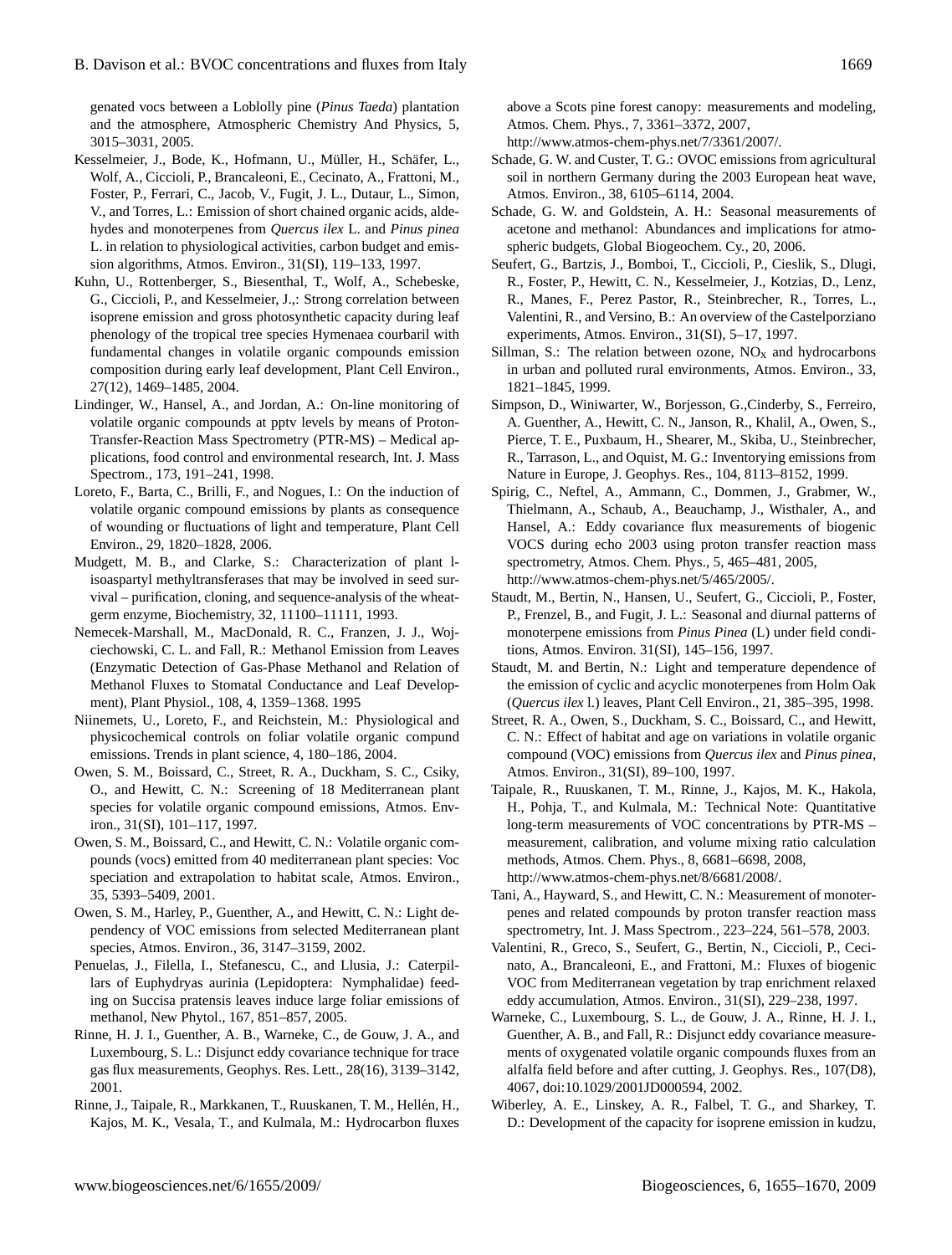genated vocs between a Loblolly pine (*Pinus Taeda*) plantation and the atmosphere, Atmospheric Chemistry And Physics, 5, 3015–3031, 2005.

Kesselmeier, J., Bode, K., Hofmann, U., Müller, H., Schäfer, L., Wolf, A., Ciccioli, P., Brancaleoni, E., Cecinato, A., Frattoni, M., Foster, P., Ferrari, C., Jacob, V., Fugit, J. L., Dutaur, L., Simon, V., and Torres, L.: Emission of short chained organic acids, aldehydes and monoterpenes from *Quercus ilex* L. and *Pinus pinea* L. in relation to physiological activities, carbon budget and emission algorithms, Atmos. Environ., 31(SI), 119–133, 1997.

Kuhn, U., Rottenberger, S., Biesenthal, T., Wolf, A., Schebeske, G., Ciccioli, P., and Kesselmeier, J.,: Strong correlation between isoprene emission and gross photosynthetic capacity during leaf phenology of the tropical tree species Hymenaea courbaril with fundamental changes in volatile organic compounds emission composition during early leaf development, Plant Cell Environ., 27(12), 1469–1485, 2004.

Lindinger, W., Hansel, A., and Jordan, A.: On-line monitoring of volatile organic compounds at pptv levels by means of Proton-Transfer-Reaction Mass Spectrometry (PTR-MS) – Medical applications, food control and environmental research, Int. J. Mass Spectrom., 173, 191–241, 1998.

Loreto, F., Barta, C., Brilli, F., and Nogues, I.: On the induction of volatile organic compound emissions by plants as consequence of wounding or fluctuations of light and temperature, Plant Cell Environ., 29, 1820–1828, 2006.

Mudgett, M. B., and Clarke, S.: Characterization of plant l-isoaspartyl methyltransferases that may be involved in seed survival – purification, cloning, and sequence-analysis of the wheat-germ enzyme, Biochemistry, 32, 11100–11111, 1993.

Nemecek-Marshall, M., MacDonald, R. C., Franzen, J. J., Wojciechowski, C. L. and Fall, R.: Methanol Emission from Leaves (Enzymatic Detection of Gas-Phase Methanol and Relation of Methanol Fluxes to Stomatal Conductance and Leaf Development), Plant Physiol., 108, 4, 1359–1368. 1995

Niinemets, U., Loreto, F., and Reichstein, M.: Physiological and physicochemical controls on foliar volatile organic compund emissions. Trends in plant science, 4, 180–186, 2004.

Owen, S. M., Boissard, C., Street, R. A., Duckham, S. C., Csiky, O., and Hewitt, C. N.: Screening of 18 Mediterranean plant species for volatile organic compound emissions, Atmos. Environ., 31(SI), 101–117, 1997.

Owen, S. M., Boissard, C., and Hewitt, C. N.: Volatile organic compounds (vocs) emitted from 40 mediterranean plant species: Voc speciation and extrapolation to habitat scale, Atmos. Environ., 35, 5393–5409, 2001.

Owen, S. M., Harley, P., Guenther, A., and Hewitt, C. N.: Light dependency of VOC emissions from selected Mediterranean plant species, Atmos. Environ., 36, 3147–3159, 2002.

Penuelas, J., Filella, I., Stefanescu, C., and Llusia, J.: Caterpillars of Euphydryas aurinia (Lepidoptera: Nymphalidae) feeding on Succisa pratensis leaves induce large foliar emissions of methanol, New Phytol., 167, 851–857, 2005.

Rinne, H. J. I., Guenther, A. B., Warneke, C., de Gouw, J. A., and Luxembourg, S. L.: Disjunct eddy covariance technique for trace gas flux measurements, Geophys. Res. Lett., 28(16), 3139–3142, 2001.

Rinne, J., Taipale, R., Markkanen, T., Ruuskanen, T. M., Hellén, H., Kajos, M. K., Vesala, T., and Kulmala, M.: Hydrocarbon fluxes above a Scots pine forest canopy: measurements and modeling, Atmos. Chem. Phys., 7, 3361–3372, 2007, http://www.atmos-chem-phys.net/7/3361/2007/.

Schade, G. W. and Custer, T. G.: OVOC emissions from agricultural soil in northern Germany during the 2003 European heat wave, Atmos. Environ., 38, 6105–6114, 2004.

Schade, G. W. and Goldstein, A. H.: Seasonal measurements of acetone and methanol: Abundances and implications for atmospheric budgets, Global Biogeochem. Cy., 20, 2006.

Seufert, G., Bartzis, J., Bomboi, T., Ciccioli, P., Cieslik, S., Dlugi, R., Foster, P., Hewitt, C. N., Kesselmeier, J., Kotzias, D., Lenz, R., Manes, F., Perez Pastor, R., Steinbrecher, R., Torres, L., Valentini, R., and Versino, B.: An overview of the Castelporziano experiments, Atmos. Environ., 31(SI), 5–17, 1997.

Sillman, S.: The relation between ozone, $NO_x$ and hydrocarbons in urban and polluted rural environments, Atmos. Environ., 33, 1821–1845, 1999.

Simpson, D., Winiwarter, W., Borjesson, G.,Cinderby, S., Ferreiro, A. Guenther, A., Hewitt, C. N., Janson, R., Khalil, A., Owen, S., Pierce, T. E., Puxbaum, H., Shearer, M., Skiba, U., Steinbrecher, R., Tarrason, L., and Oquist, M. G.: Inventorying emissions from Nature in Europe, J. Geophys. Res., 104, 8113–8152, 1999.

Spirig, C., Neftel, A., Ammann, C., Dommen, J., Grabmer, W., Thielmann, A., Schaub, A., Beauchamp, J., Wisthaler, A., and Hansel, A.: Eddy covariance flux measurements of biogenic VOCS during echo 2003 using proton transfer reaction mass spectrometry, Atmos. Chem. Phys., 5, 465–481, 2005, http://www.atmos-chem-phys.net/5/465/2005/.

Staudt, M., Bertin, N., Hansen, U., Seufert, G., Ciccioli, P., Foster, P., Frenzel, B., and Fugit, J. L.: Seasonal and diurnal patterns of monoterpene emissions from *Pinus Pinea* (L) under field conditions, Atmos. Environ. 31(SI), 145–156, 1997.

Staudt, M. and Bertin, N.: Light and temperature dependence of the emission of cyclic and acyclic monoterpenes from Holm Oak (*Quercus ilex* l.) leaves, Plant Cell Environ., 21, 385–395, 1998.

Street, R. A., Owen, S., Duckham, S. C., Boissard, C., and Hewitt, C. N.: Effect of habitat and age on variations in volatile organic compound (VOC) emissions from *Quercus ilex* and *Pinus pinea*, Atmos. Environ., 31(SI), 89–100, 1997.

Taipale, R., Ruuskanen, T. M., Rinne, J., Kajos, M. K., Hakola, H., Pohja, T., and Kulmala, M.: Technical Note: Quantitative long-term measurements of VOC concentrations by PTR-MS – measurement, calibration, and volume mixing ratio calculation methods, Atmos. Chem. Phys., 8, 6681–6698, 2008, http://www.atmos-chem-phys.net/8/6681/2008/.

Tani, A., Hayward, S., and Hewitt, C. N.: Measurement of monoterpenes and related compounds by proton transfer reaction mass spectrometry, Int. J. Mass Spectrom., 223–224, 561–578, 2003.

Valentini, R., Greco, S., Seufert, G., Bertin, N., Ciccioli, P., Cecinato, A., Brancaleoni, E., and Frattoni, M.: Fluxes of biogenic VOC from Mediterranean vegetation by trap enrichment relaxed eddy accumulation, Atmos. Environ., 31(SI), 229–238, 1997.

Warneke, C., Luxembourg, S. L., de Gouw, J. A., Rinne, H. J. I., Guenther, A. B., and Fall, R.: Disjunct eddy covariance measurements of oxygenated volatile organic compounds fluxes from an alfalfa field before and after cutting, J. Geophys. Res., 107(D8), 4067, doi:10.1029/2001JD000594, 2002.

Wiberley, A. E., Linskey, A. R., Falbel, T. G., and Sharkey, T. D.: Development of the capacity for isoprene emission in kudzu,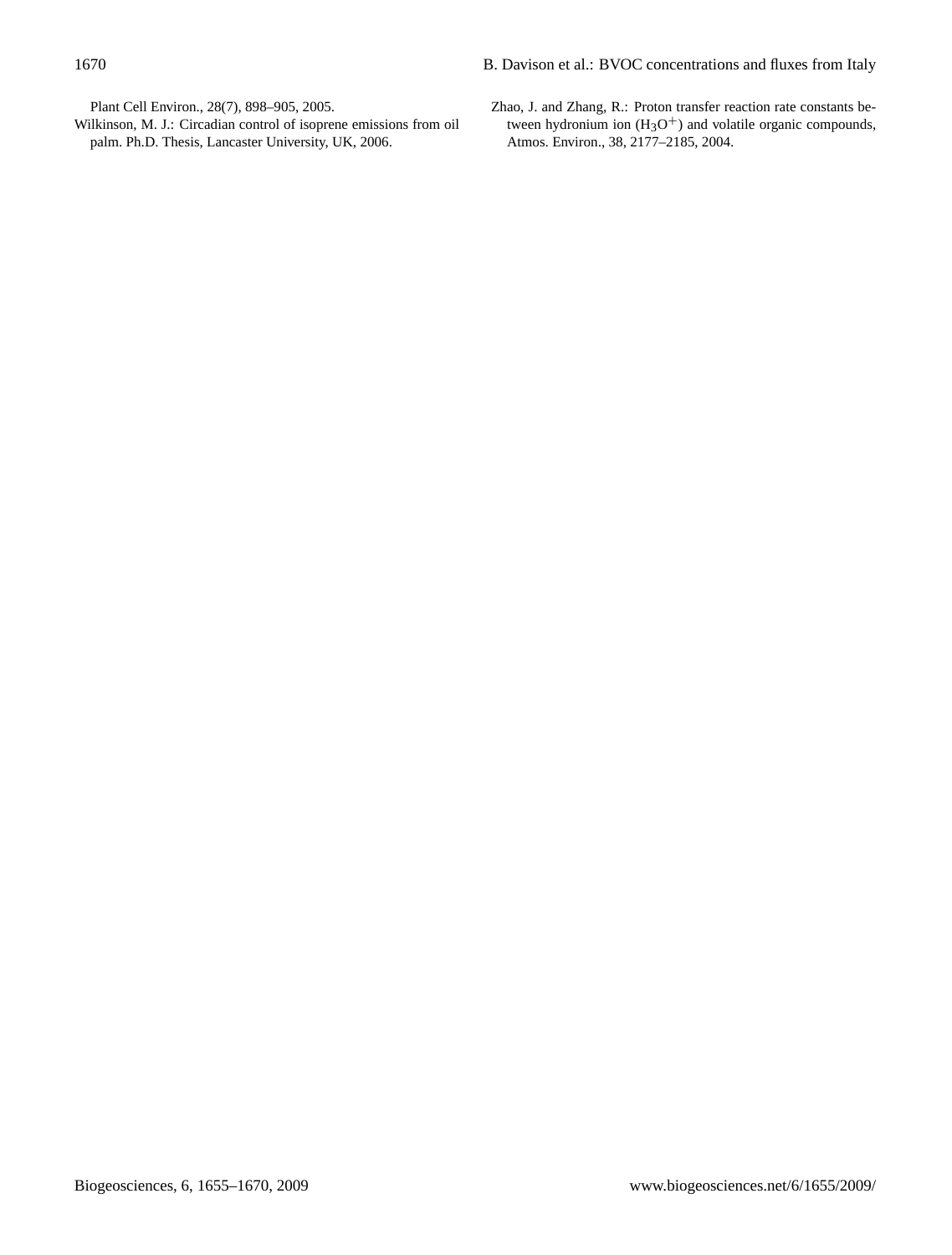Plant Cell Environ., 28(7), 898–905, 2005.

Wilkinson, M. J.: Circadian control of isoprene emissions from oil palm. Ph.D. Thesis, Lancaster University, UK, 2006.

Zhao, J. and Zhang, R.: Proton transfer reaction rate constants between hydronium ion ($H_3O^+$) and volatile organic compounds, Atmos. Environ., 38, 2177–2185, 2004.